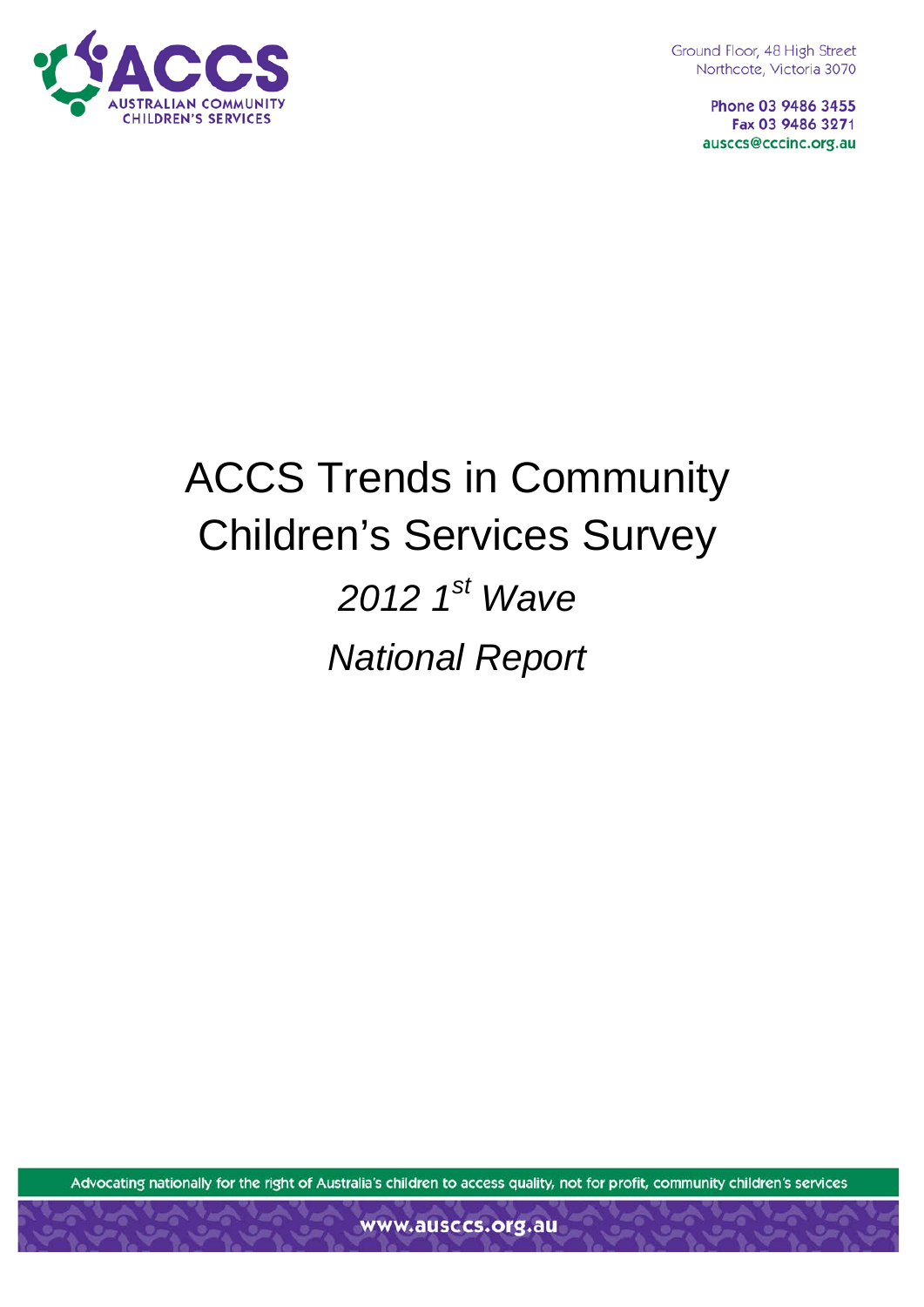ACCS
AUSTRALIAN COMMUNITY CHILDREN'S SERVICES

Ground Floor, 48 High Street
Northcote, Victoria 3070

**Phone 03 9486 3455**
**Fax 03 9486 3271**
**ausccs@cccinc.org.au**

# ACCS Trends in Community Children's Services Survey

## *2012 1st Wave*

## *National Report*

Advocating nationally for the right of Australia's children to access quality, not for profit, community children's services

**www.ausccs.org.au**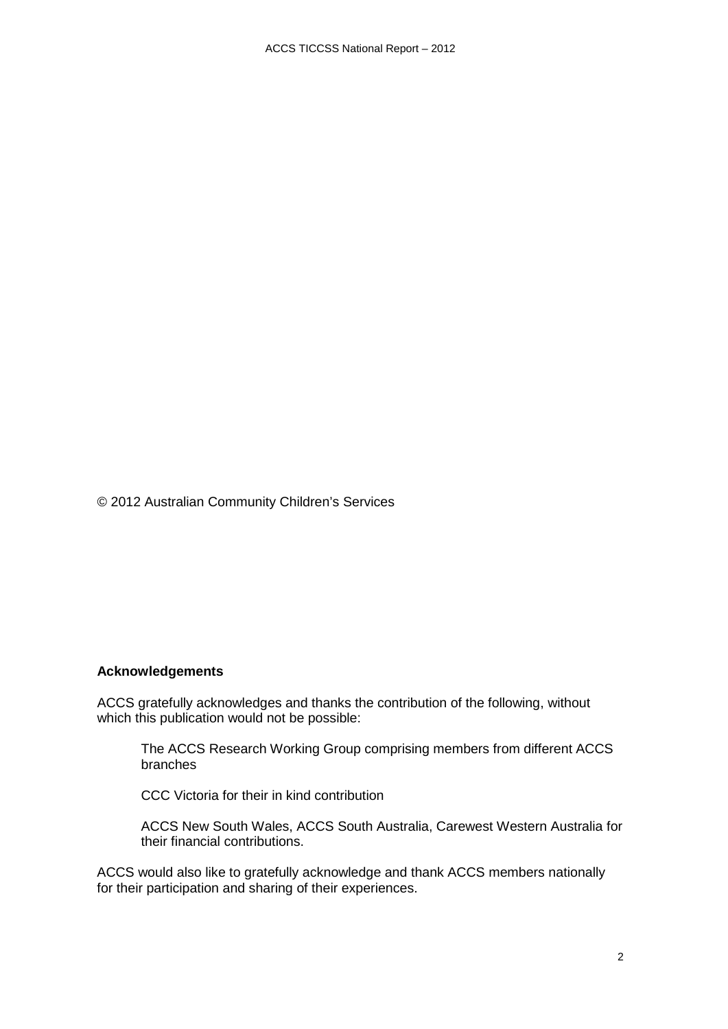© 2012 Australian Community Children's Services

**Acknowledgements**

ACCS gratefully acknowledges and thanks the contribution of the following, without which this publication would not be possible:

> The ACCS Research Working Group comprising members from different ACCS branches
>
> CCC Victoria for their in kind contribution
>
> ACCS New South Wales, ACCS South Australia, Carewest Western Australia for their financial contributions.

ACCS would also like to gratefully acknowledge and thank ACCS members nationally for their participation and sharing of their experiences.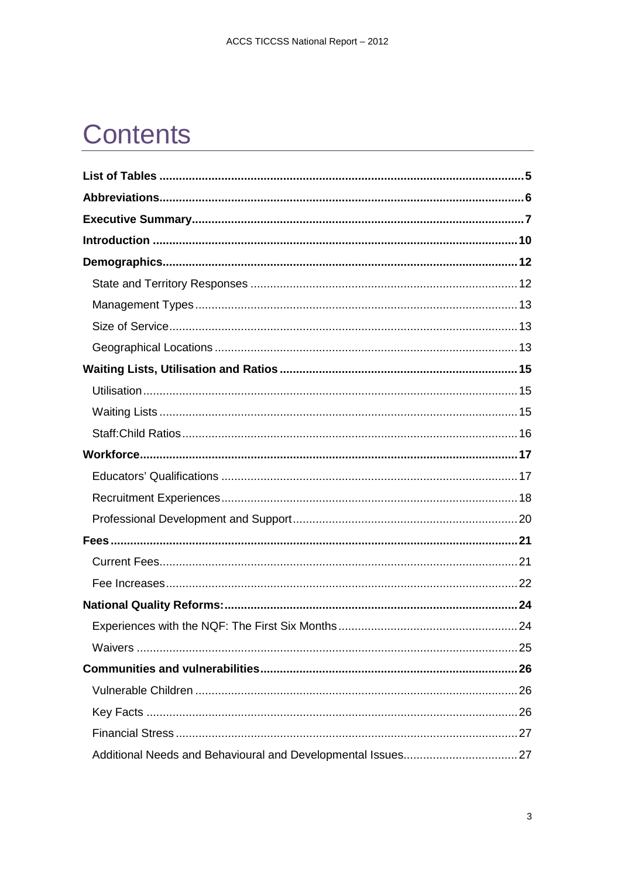# Contents

**List of Tables** ........................................................................................................ **5**

**Abbreviations**.......................................................................................................... **6**

**Executive Summary**................................................................................................. **7**

**Introduction** ........................................................................................................... **10**

**Demographics**......................................................................................................... **12**

State and Territory Responses ................................................................................. 12

Management Types ................................................................................................. 13

Size of Service.......................................................................................................... 13

Geographical Locations ............................................................................................ 13

**Waiting Lists, Utilisation and Ratios** ...................................................................... **15**

Utilisation .................................................................................................................. 15

Waiting Lists ............................................................................................................. 15

Staff:Child Ratios ...................................................................................................... 16

**Workforce**................................................................................................................. **17**

Educators' Qualifications .......................................................................................... 17

Recruitment Experiences.......................................................................................... 18

Professional Development and Support ................................................................... 20

**Fees**.......................................................................................................................... **21**

Current Fees............................................................................................................. 21

Fee Increases........................................................................................................... 22

**National Quality Reforms:**......................................................................................... **24**

Experiences with the NQF: The First Six Months ...................................................... 24

Waivers .................................................................................................................... 25

**Communities and vulnerabilities**.............................................................................. **26**

Vulnerable Children .................................................................................................. 26

Key Facts ................................................................................................................. 26

Financial Stress ........................................................................................................ 27

Additional Needs and Behavioural and Developmental Issues.................................. 27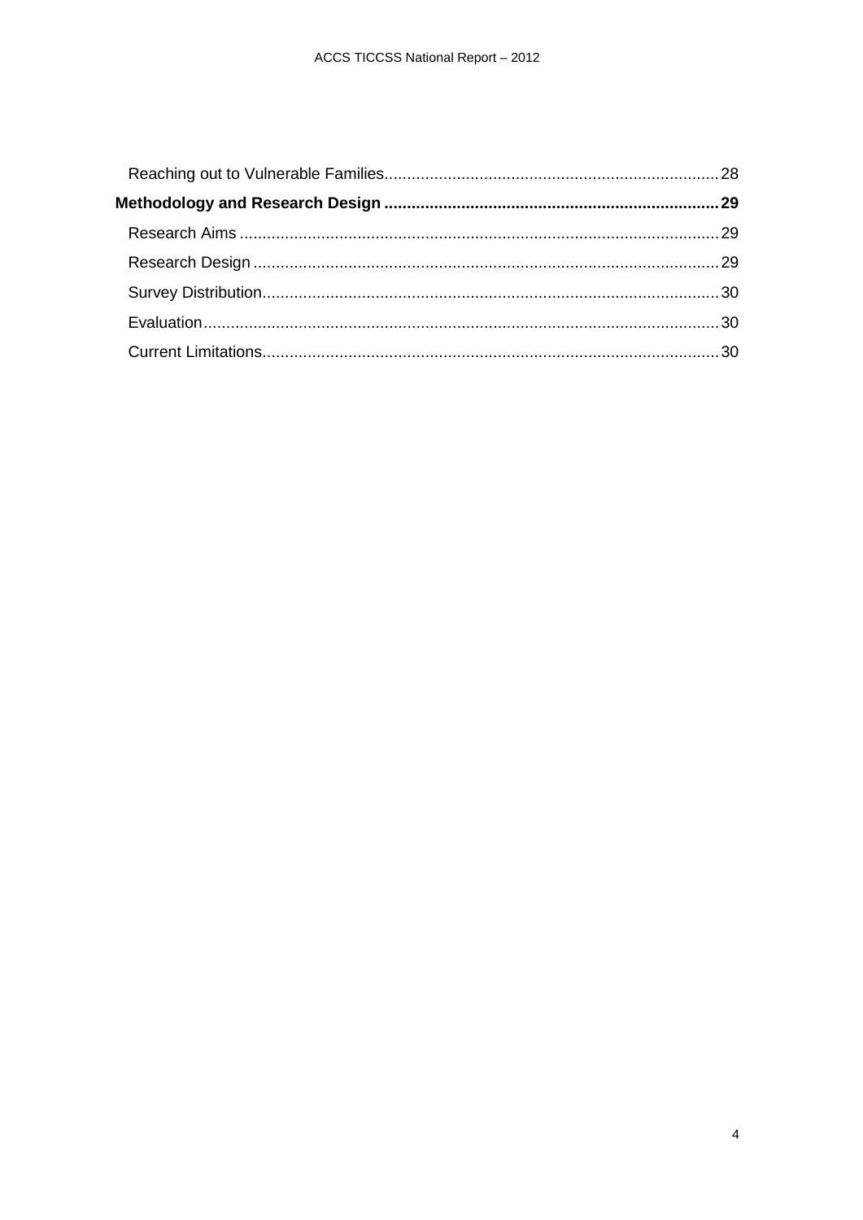Reaching out to Vulnerable Families......28

**Methodology and Research Design......29**

Research Aims......29

Research Design......29

Survey Distribution......30

Evaluation......30

Current Limitations......30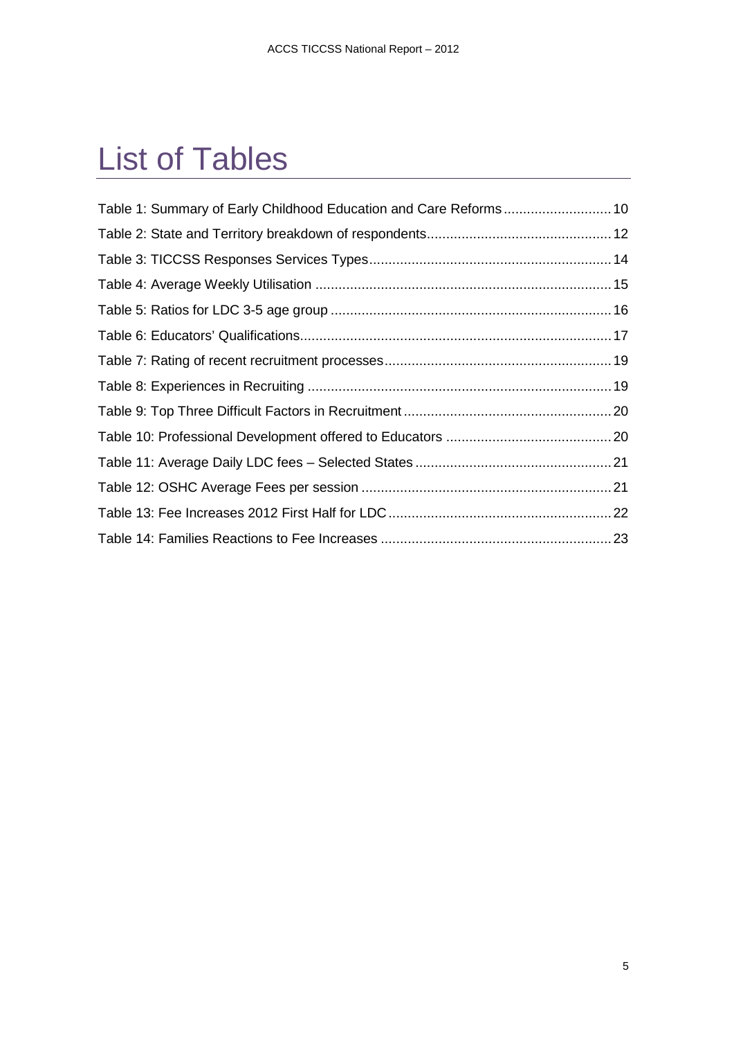# List of Tables

Table 1: Summary of Early Childhood Education and Care Reforms ............................ 10

Table 2: State and Territory breakdown of respondents................................................ 12

Table 3: TICCSS Responses Services Types............................................................... 14

Table 4: Average Weekly Utilisation ............................................................................. 15

Table 5: Ratios for LDC 3-5 age group ......................................................................... 16

Table 6: Educators' Qualifications................................................................................. 17

Table 7: Rating of recent recruitment processes........................................................... 19

Table 8: Experiences in Recruiting ............................................................................... 19

Table 9: Top Three Difficult Factors in Recruitment ...................................................... 20

Table 10: Professional Development offered to Educators ........................................... 20

Table 11: Average Daily LDC fees – Selected States ................................................... 21

Table 12: OSHC Average Fees per session ................................................................. 21

Table 13: Fee Increases 2012 First Half for LDC .......................................................... 22

Table 14: Families Reactions to Fee Increases ............................................................ 23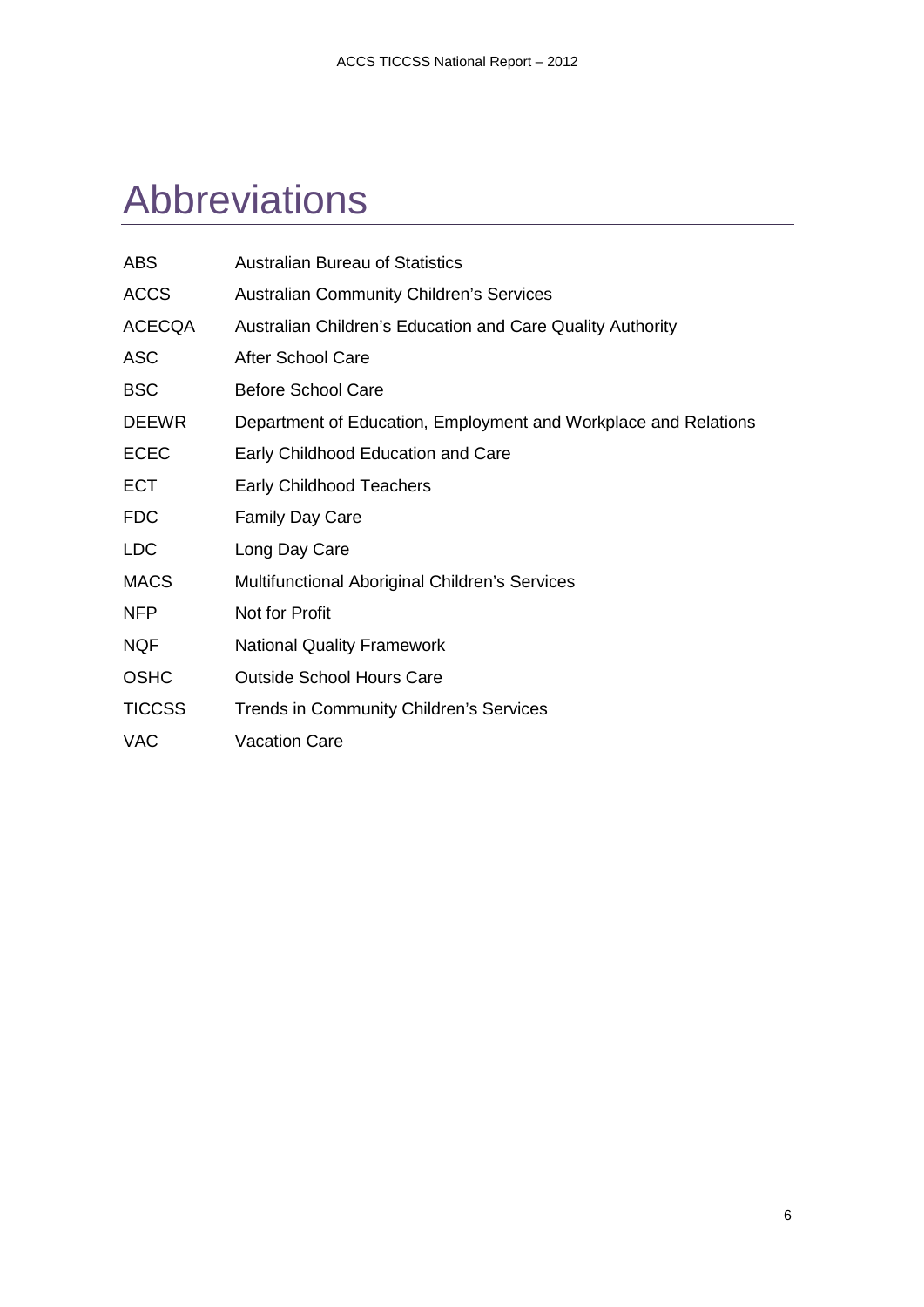# Abbreviations

| | |
|---|---|
| ABS | Australian Bureau of Statistics |
| ACCS | Australian Community Children's Services |
| ACECQA | Australian Children's Education and Care Quality Authority |
| ASC | After School Care |
| BSC | Before School Care |
| DEEWR | Department of Education, Employment and Workplace and Relations |
| ECEC | Early Childhood Education and Care |
| ECT | Early Childhood Teachers |
| FDC | Family Day Care |
| LDC | Long Day Care |
| MACS | Multifunctional Aboriginal Children's Services |
| NFP | Not for Profit |
| NQF | National Quality Framework |
| OSHC | Outside School Hours Care |
| TICCSS | Trends in Community Children's Services |
| VAC | Vacation Care |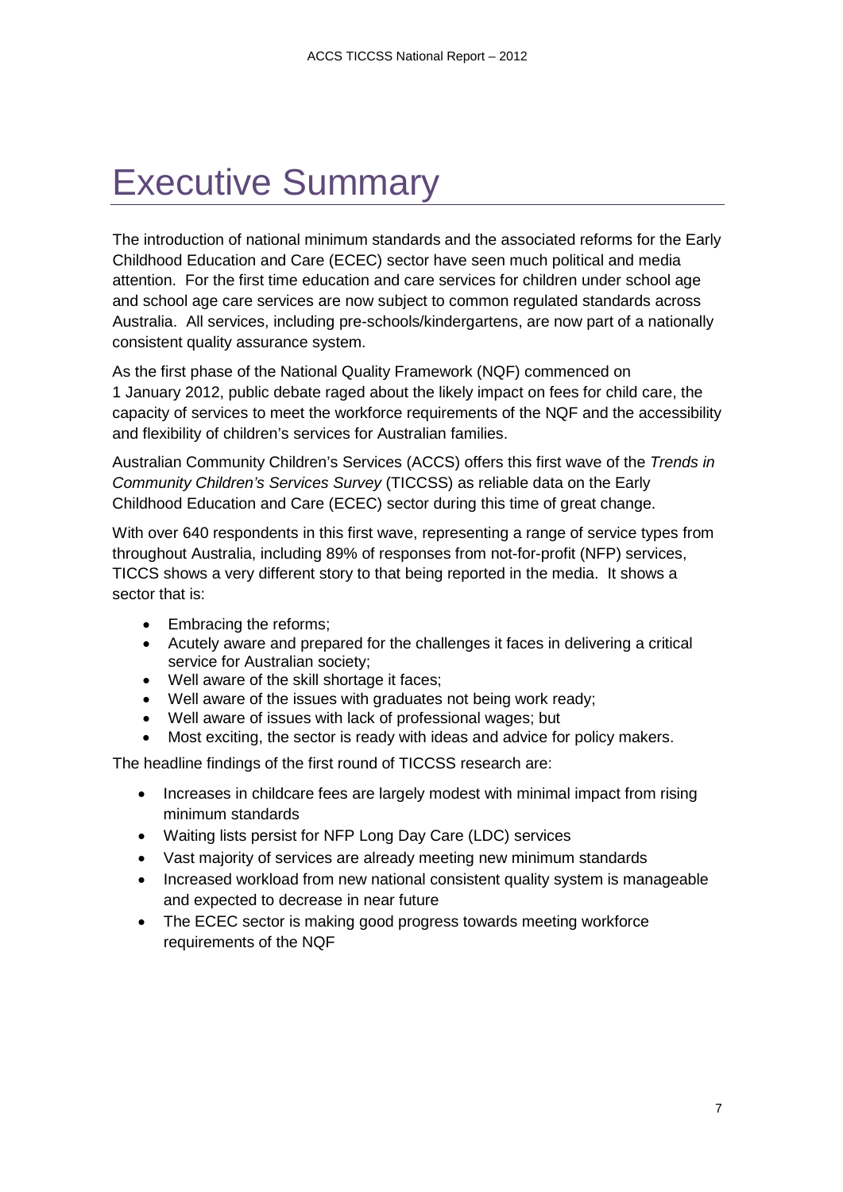# Executive Summary

The introduction of national minimum standards and the associated reforms for the Early Childhood Education and Care (ECEC) sector have seen much political and media attention. For the first time education and care services for children under school age and school age care services are now subject to common regulated standards across Australia. All services, including pre-schools/kindergartens, are now part of a nationally consistent quality assurance system.

As the first phase of the National Quality Framework (NQF) commenced on 1 January 2012, public debate raged about the likely impact on fees for child care, the capacity of services to meet the workforce requirements of the NQF and the accessibility and flexibility of children's services for Australian families.

Australian Community Children's Services (ACCS) offers this first wave of the *Trends in Community Children's Services Survey* (TICCSS) as reliable data on the Early Childhood Education and Care (ECEC) sector during this time of great change.

With over 640 respondents in this first wave, representing a range of service types from throughout Australia, including 89% of responses from not-for-profit (NFP) services, TICCS shows a very different story to that being reported in the media. It shows a sector that is:

- Embracing the reforms;
- Acutely aware and prepared for the challenges it faces in delivering a critical service for Australian society;
- Well aware of the skill shortage it faces;
- Well aware of the issues with graduates not being work ready;
- Well aware of issues with lack of professional wages; but
- Most exciting, the sector is ready with ideas and advice for policy makers.

The headline findings of the first round of TICCSS research are:

- Increases in childcare fees are largely modest with minimal impact from rising minimum standards
- Waiting lists persist for NFP Long Day Care (LDC) services
- Vast majority of services are already meeting new minimum standards
- Increased workload from new national consistent quality system is manageable and expected to decrease in near future
- The ECEC sector is making good progress towards meeting workforce requirements of the NQF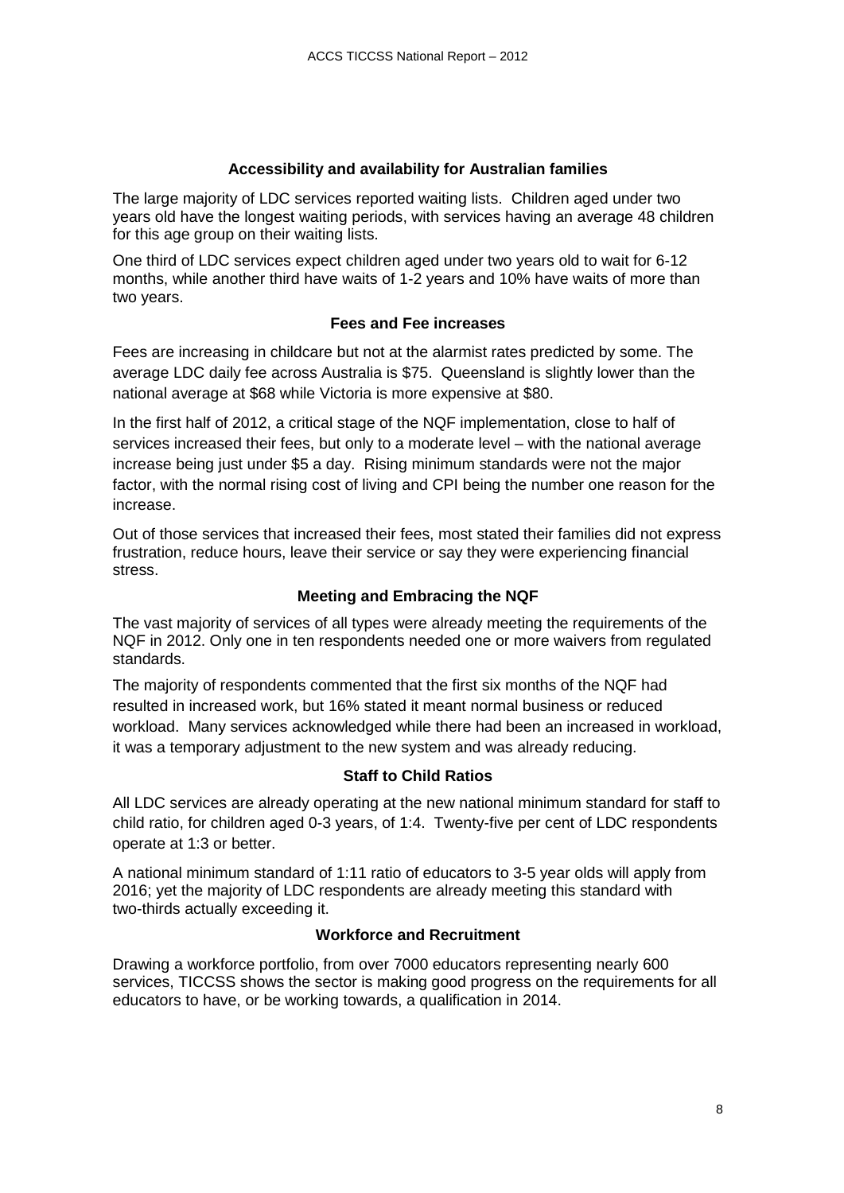### Accessibility and availability for Australian families

The large majority of LDC services reported waiting lists. Children aged under two years old have the longest waiting periods, with services having an average 48 children for this age group on their waiting lists.

One third of LDC services expect children aged under two years old to wait for 6-12 months, while another third have waits of 1-2 years and 10% have waits of more than two years.

### Fees and Fee increases

Fees are increasing in childcare but not at the alarmist rates predicted by some. The average LDC daily fee across Australia is $75. Queensland is slightly lower than the national average at $68 while Victoria is more expensive at $80.

In the first half of 2012, a critical stage of the NQF implementation, close to half of services increased their fees, but only to a moderate level – with the national average increase being just under $5 a day. Rising minimum standards were not the major factor, with the normal rising cost of living and CPI being the number one reason for the increase.

Out of those services that increased their fees, most stated their families did not express frustration, reduce hours, leave their service or say they were experiencing financial stress.

### Meeting and Embracing the NQF

The vast majority of services of all types were already meeting the requirements of the NQF in 2012. Only one in ten respondents needed one or more waivers from regulated standards.

The majority of respondents commented that the first six months of the NQF had resulted in increased work, but 16% stated it meant normal business or reduced workload. Many services acknowledged while there had been an increased in workload, it was a temporary adjustment to the new system and was already reducing.

### Staff to Child Ratios

All LDC services are already operating at the new national minimum standard for staff to child ratio, for children aged 0-3 years, of 1:4. Twenty-five per cent of LDC respondents operate at 1:3 or better.

A national minimum standard of 1:11 ratio of educators to 3-5 year olds will apply from 2016; yet the majority of LDC respondents are already meeting this standard with two-thirds actually exceeding it.

### Workforce and Recruitment

Drawing a workforce portfolio, from over 7000 educators representing nearly 600 services, TICCSS shows the sector is making good progress on the requirements for all educators to have, or be working towards, a qualification in 2014.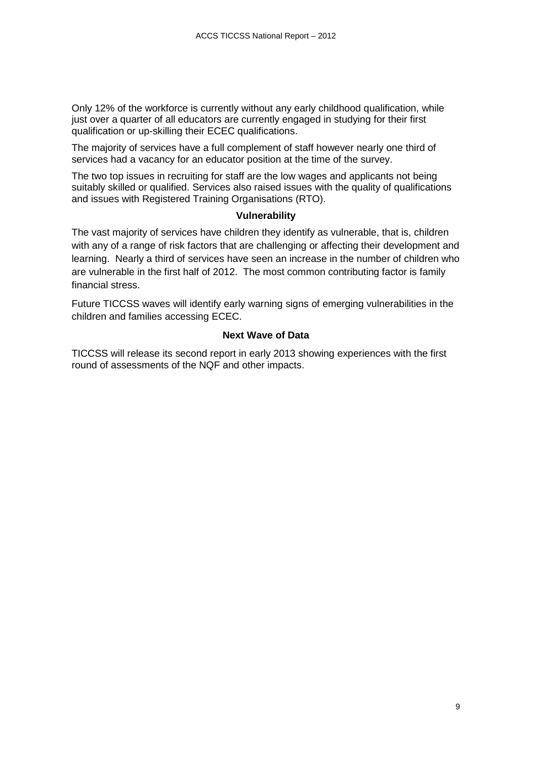Only 12% of the workforce is currently without any early childhood qualification, while just over a quarter of all educators are currently engaged in studying for their first qualification or up-skilling their ECEC qualifications.

The majority of services have a full complement of staff however nearly one third of services had a vacancy for an educator position at the time of the survey.

The two top issues in recruiting for staff are the low wages and applicants not being suitably skilled or qualified. Services also raised issues with the quality of qualifications and issues with Registered Training Organisations (RTO).

### Vulnerability

The vast majority of services have children they identify as vulnerable, that is, children with any of a range of risk factors that are challenging or affecting their development and learning. Nearly a third of services have seen an increase in the number of children who are vulnerable in the first half of 2012. The most common contributing factor is family financial stress.

Future TICCSS waves will identify early warning signs of emerging vulnerabilities in the children and families accessing ECEC.

### Next Wave of Data

TICCSS will release its second report in early 2013 showing experiences with the first round of assessments of the NQF and other impacts.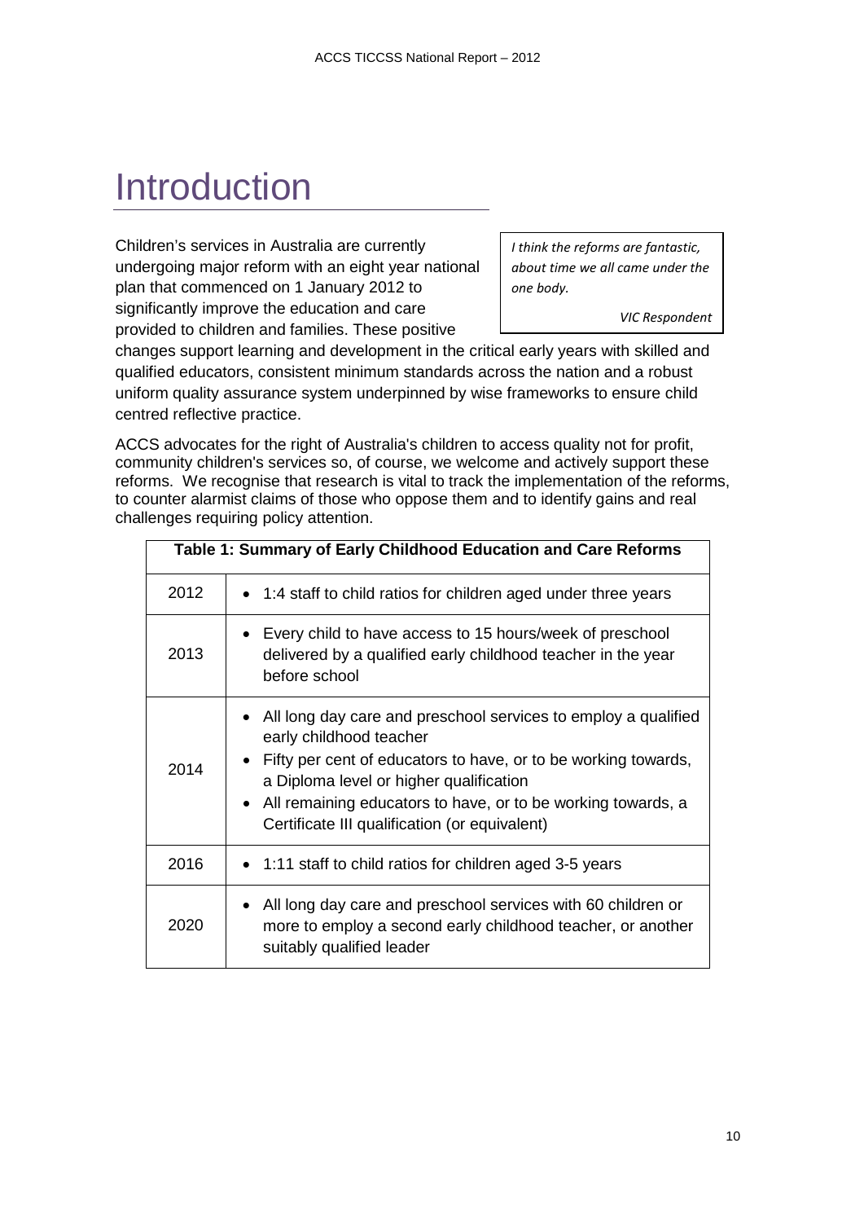# Introduction

> *I think the reforms are fantastic, about time we all came under the one body.*
>
> *VIC Respondent*

Children's services in Australia are currently undergoing major reform with an eight year national plan that commenced on 1 January 2012 to significantly improve the education and care provided to children and families. These positive changes support learning and development in the critical early years with skilled and qualified educators, consistent minimum standards across the nation and a robust uniform quality assurance system underpinned by wise frameworks to ensure child centred reflective practice.

ACCS advocates for the right of Australia's children to access quality not for profit, community children's services so, of course, we welcome and actively support these reforms. We recognise that research is vital to track the implementation of the reforms, to counter alarmist claims of those who oppose them and to identify gains and real challenges requiring policy attention.

**Table 1: Summary of Early Childhood Education and Care Reforms**

| Year | Reform |
|---|---|
| 2012 | • 1:4 staff to child ratios for children aged under three years |
| 2013 | • Every child to have access to 15 hours/week of preschool delivered by a qualified early childhood teacher in the year before school |
| 2014 | • All long day care and preschool services to employ a qualified early childhood teacher<br>• Fifty per cent of educators to have, or to be working towards, a Diploma level or higher qualification<br>• All remaining educators to have, or to be working towards, a Certificate III qualification (or equivalent) |
| 2016 | • 1:11 staff to child ratios for children aged 3-5 years |
| 2020 | • All long day care and preschool services with 60 children or more to employ a second early childhood teacher, or another suitably qualified leader |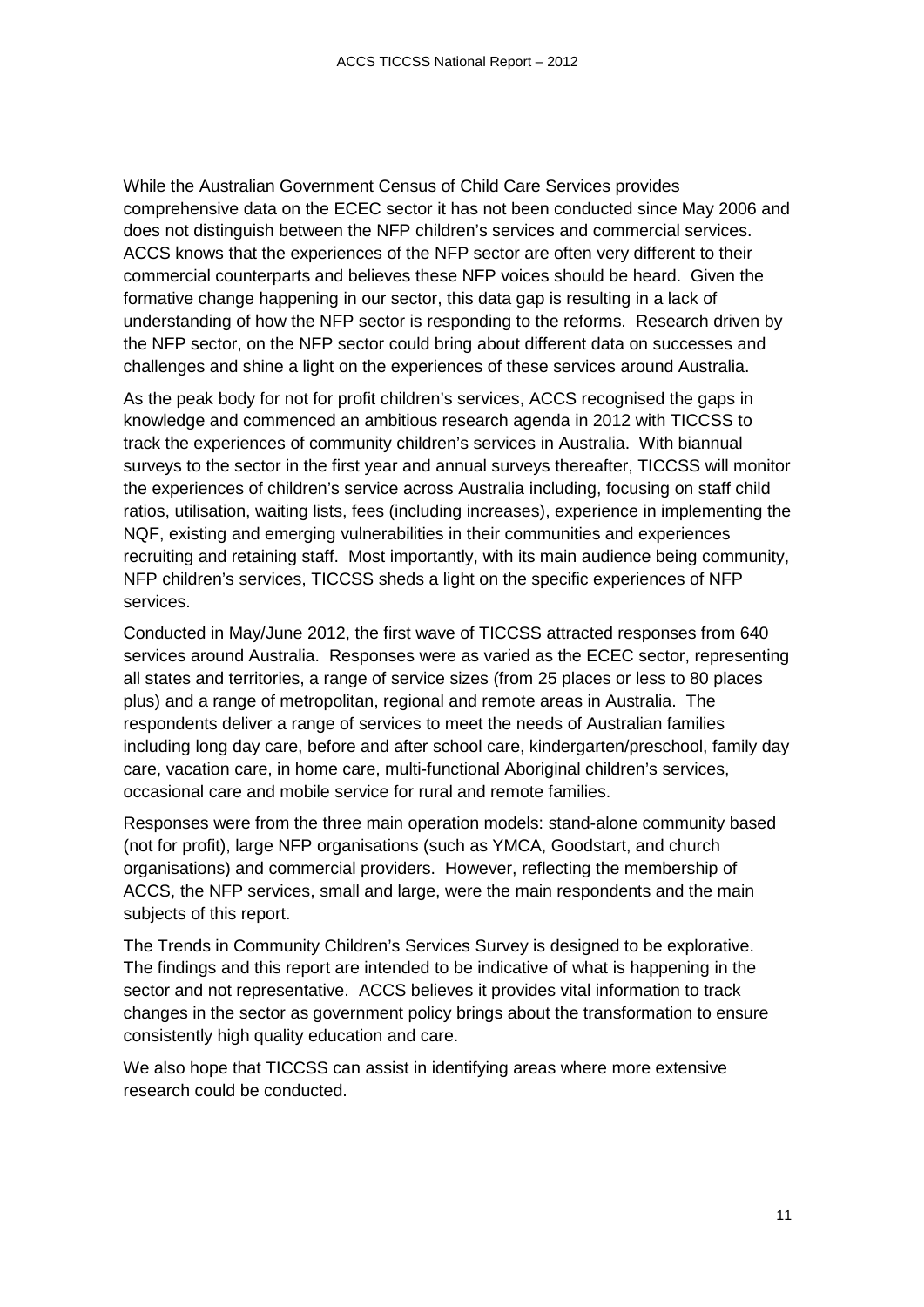While the Australian Government Census of Child Care Services provides comprehensive data on the ECEC sector it has not been conducted since May 2006 and does not distinguish between the NFP children's services and commercial services. ACCS knows that the experiences of the NFP sector are often very different to their commercial counterparts and believes these NFP voices should be heard. Given the formative change happening in our sector, this data gap is resulting in a lack of understanding of how the NFP sector is responding to the reforms. Research driven by the NFP sector, on the NFP sector could bring about different data on successes and challenges and shine a light on the experiences of these services around Australia.

As the peak body for not for profit children's services, ACCS recognised the gaps in knowledge and commenced an ambitious research agenda in 2012 with TICCSS to track the experiences of community children's services in Australia. With biannual surveys to the sector in the first year and annual surveys thereafter, TICCSS will monitor the experiences of children's service across Australia including, focusing on staff child ratios, utilisation, waiting lists, fees (including increases), experience in implementing the NQF, existing and emerging vulnerabilities in their communities and experiences recruiting and retaining staff. Most importantly, with its main audience being community, NFP children's services, TICCSS sheds a light on the specific experiences of NFP services.

Conducted in May/June 2012, the first wave of TICCSS attracted responses from 640 services around Australia. Responses were as varied as the ECEC sector, representing all states and territories, a range of service sizes (from 25 places or less to 80 places plus) and a range of metropolitan, regional and remote areas in Australia. The respondents deliver a range of services to meet the needs of Australian families including long day care, before and after school care, kindergarten/preschool, family day care, vacation care, in home care, multi-functional Aboriginal children's services, occasional care and mobile service for rural and remote families.

Responses were from the three main operation models: stand-alone community based (not for profit), large NFP organisations (such as YMCA, Goodstart, and church organisations) and commercial providers. However, reflecting the membership of ACCS, the NFP services, small and large, were the main respondents and the main subjects of this report.

The Trends in Community Children's Services Survey is designed to be explorative. The findings and this report are intended to be indicative of what is happening in the sector and not representative. ACCS believes it provides vital information to track changes in the sector as government policy brings about the transformation to ensure consistently high quality education and care.

We also hope that TICCSS can assist in identifying areas where more extensive research could be conducted.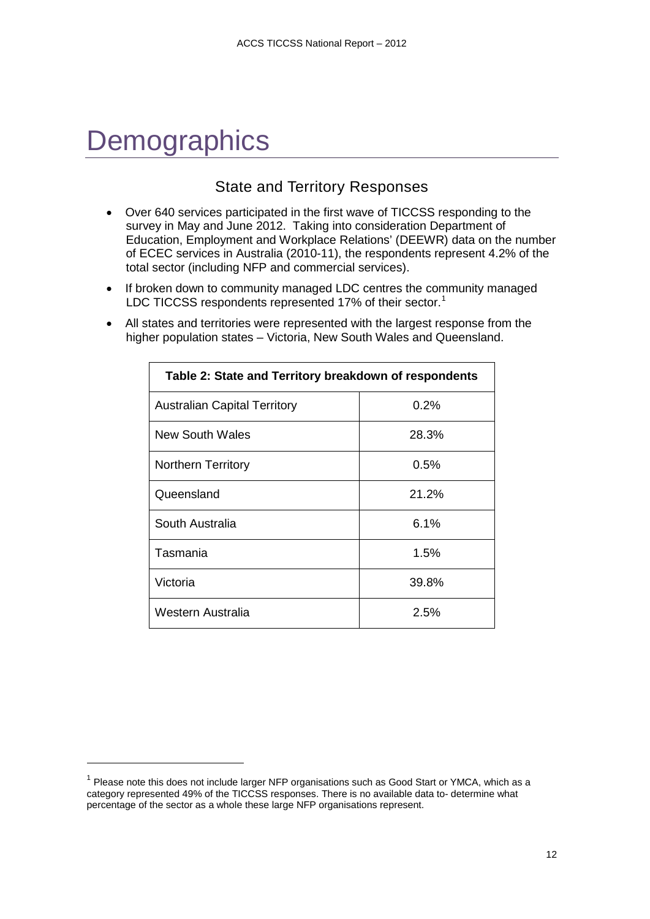# Demographics

## State and Territory Responses

- Over 640 services participated in the first wave of TICCSS responding to the survey in May and June 2012. Taking into consideration Department of Education, Employment and Workplace Relations' (DEEWR) data on the number of ECEC services in Australia (2010-11), the respondents represent 4.2% of the total sector (including NFP and commercial services).
- If broken down to community managed LDC centres the community managed LDC TICCSS respondents represented 17% of their sector.[1]
- All states and territories were represented with the largest response from the higher population states – Victoria, New South Wales and Queensland.

| **Table 2: State and Territory breakdown of respondents** | |
|---|---|
| Australian Capital Territory | 0.2% |
| New South Wales | 28.3% |
| Northern Territory | 0.5% |
| Queensland | 21.2% |
| South Australia | 6.1% |
| Tasmania | 1.5% |
| Victoria | 39.8% |
| Western Australia | 2.5% |

[1] Please note this does not include larger NFP organisations such as Good Start or YMCA, which as a category represented 49% of the TICCSS responses. There is no available data to- determine what percentage of the sector as a whole these large NFP organisations represent.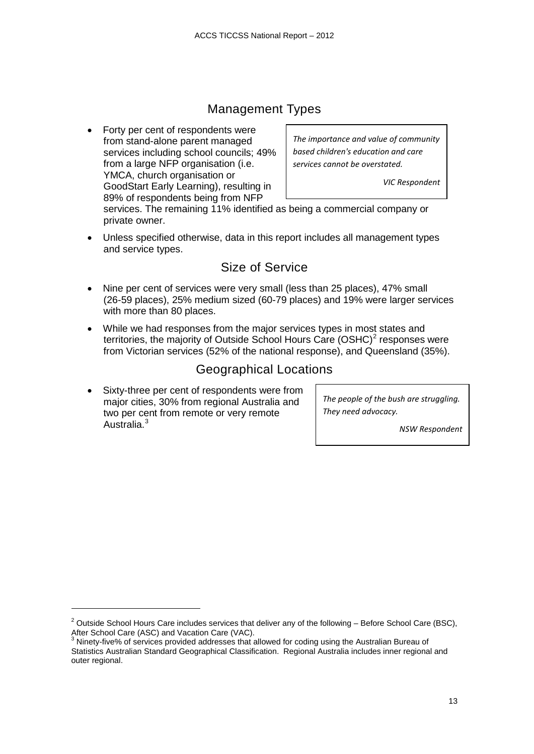## Management Types

- Forty per cent of respondents were from stand-alone parent managed services including school councils; 49% from a large NFP organisation (i.e. YMCA, church organisation or GoodStart Early Learning), resulting in 89% of respondents being from NFP services. The remaining 11% identified as being a commercial company or private owner.

> *The importance and value of community based children's education and care services cannot be overstated.*
>
> *VIC Respondent*

- Unless specified otherwise, data in this report includes all management types and service types.

## Size of Service

- Nine per cent of services were very small (less than 25 places), 47% small (26-59 places), 25% medium sized (60-79 places) and 19% were larger services with more than 80 places.
- While we had responses from the major services types in most states and territories, the majority of Outside School Hours Care (OSHC)[2] responses were from Victorian services (52% of the national response), and Queensland (35%).

## Geographical Locations

- Sixty-three per cent of respondents were from major cities, 30% from regional Australia and two per cent from remote or very remote Australia.[3]

> *The people of the bush are struggling. They need advocacy.*
>
> *NSW Respondent*

---

[2] Outside School Hours Care includes services that deliver any of the following – Before School Care (BSC), After School Care (ASC) and Vacation Care (VAC).

[3] Ninety-five% of services provided addresses that allowed for coding using the Australian Bureau of Statistics Australian Standard Geographical Classification. Regional Australia includes inner regional and outer regional.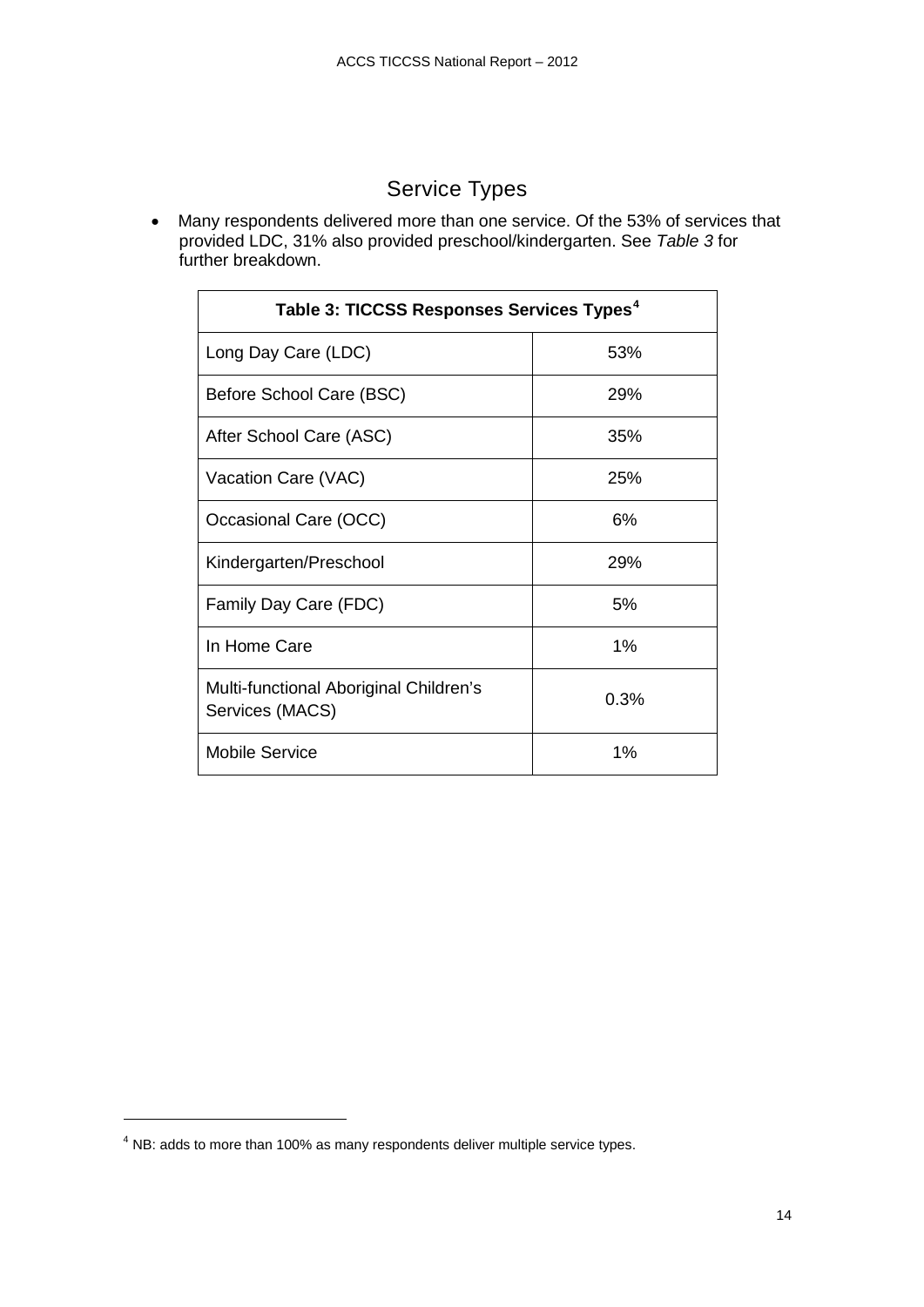## Service Types

- Many respondents delivered more than one service. Of the 53% of services that provided LDC, 31% also provided preschool/kindergarten. See *Table 3* for further breakdown.

| Table 3: TICCSS Responses Services Types[4] | |
|---|---|
| Long Day Care (LDC) | 53% |
| Before School Care (BSC) | 29% |
| After School Care (ASC) | 35% |
| Vacation Care (VAC) | 25% |
| Occasional Care (OCC) | 6% |
| Kindergarten/Preschool | 29% |
| Family Day Care (FDC) | 5% |
| In Home Care | 1% |
| Multi-functional Aboriginal Children's Services (MACS) | 0.3% |
| Mobile Service | 1% |

[4] NB: adds to more than 100% as many respondents deliver multiple service types.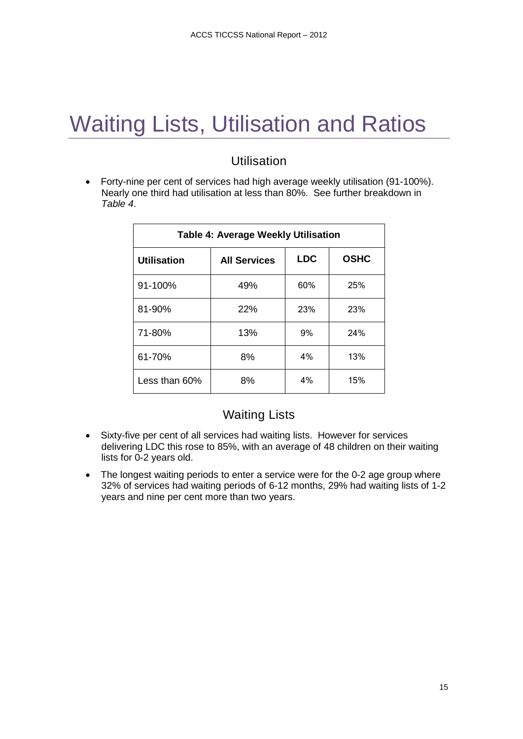# Waiting Lists, Utilisation and Ratios

## Utilisation

- Forty-nine per cent of services had high average weekly utilisation (91-100%). Nearly one third had utilisation at less than 80%. See further breakdown in *Table 4*.

**Table 4: Average Weekly Utilisation**

| Utilisation | All Services | LDC | OSHC |
|---|---|---|---|
| 91-100% | 49% | 60% | 25% |
| 81-90% | 22% | 23% | 23% |
| 71-80% | 13% | 9% | 24% |
| 61-70% | 8% | 4% | 13% |
| Less than 60% | 8% | 4% | 15% |

## Waiting Lists

- Sixty-five per cent of all services had waiting lists. However for services delivering LDC this rose to 85%, with an average of 48 children on their waiting lists for 0-2 years old.
- The longest waiting periods to enter a service were for the 0-2 age group where 32% of services had waiting periods of 6-12 months, 29% had waiting lists of 1-2 years and nine per cent more than two years.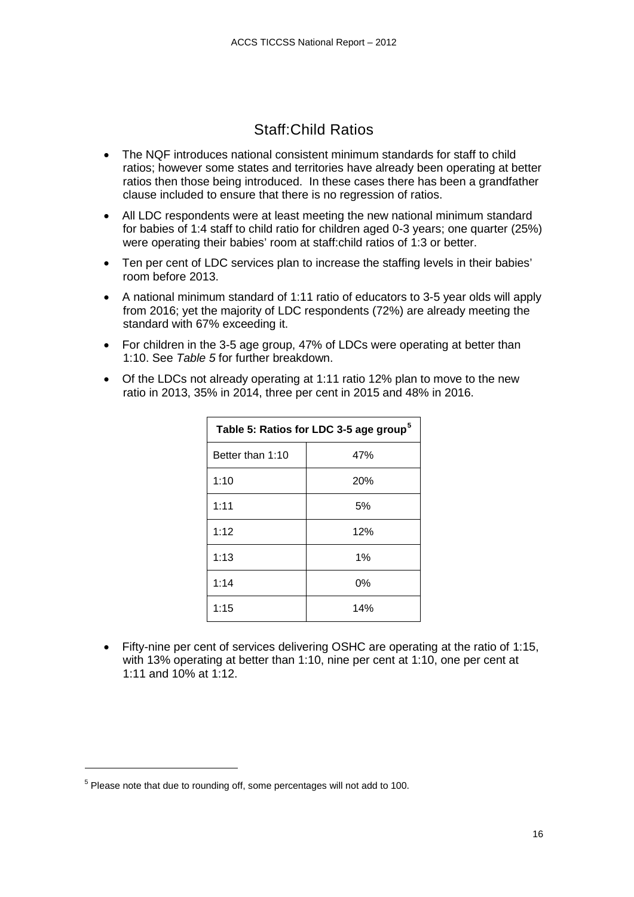## Staff:Child Ratios

- The NQF introduces national consistent minimum standards for staff to child ratios; however some states and territories have already been operating at better ratios then those being introduced. In these cases there has been a grandfather clause included to ensure that there is no regression of ratios.
- All LDC respondents were at least meeting the new national minimum standard for babies of 1:4 staff to child ratio for children aged 0-3 years; one quarter (25%) were operating their babies' room at staff:child ratios of 1:3 or better.
- Ten per cent of LDC services plan to increase the staffing levels in their babies' room before 2013.
- A national minimum standard of 1:11 ratio of educators to 3-5 year olds will apply from 2016; yet the majority of LDC respondents (72%) are already meeting the standard with 67% exceeding it.
- For children in the 3-5 age group, 47% of LDCs were operating at better than 1:10. See *Table 5* for further breakdown.
- Of the LDCs not already operating at 1:11 ratio 12% plan to move to the new ratio in 2013, 35% in 2014, three per cent in 2015 and 48% in 2016.

| **Table 5: Ratios for LDC 3-5 age group**[5] | |
|---|---|
| Better than 1:10 | 47% |
| 1:10 | 20% |
| 1:11 | 5% |
| 1:12 | 12% |
| 1:13 | 1% |
| 1:14 | 0% |
| 1:15 | 14% |

- Fifty-nine per cent of services delivering OSHC are operating at the ratio of 1:15, with 13% operating at better than 1:10, nine per cent at 1:10, one per cent at 1:11 and 10% at 1:12.

[5] Please note that due to rounding off, some percentages will not add to 100.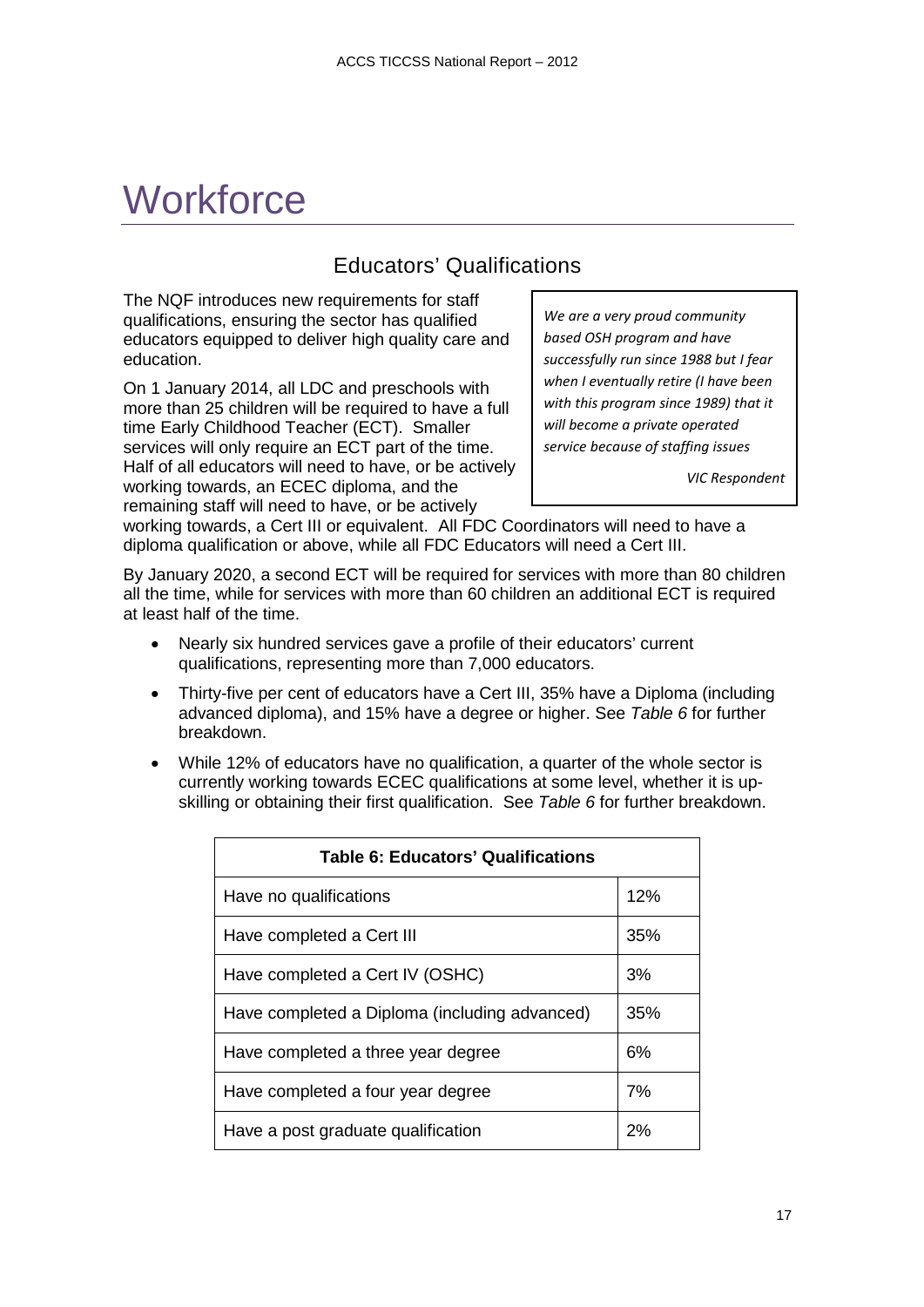# Workforce

## Educators' Qualifications

The NQF introduces new requirements for staff qualifications, ensuring the sector has qualified educators equipped to deliver high quality care and education.

> *We are a very proud community based OSH program and have successfully run since 1988 but I fear when I eventually retire (I have been with this program since 1989) that it will become a private operated service because of staffing issues*
>
> *VIC Respondent*

On 1 January 2014, all LDC and preschools with more than 25 children will be required to have a full time Early Childhood Teacher (ECT). Smaller services will only require an ECT part of the time. Half of all educators will need to have, or be actively working towards, an ECEC diploma, and the remaining staff will need to have, or be actively working towards, a Cert III or equivalent. All FDC Coordinators will need to have a diploma qualification or above, while all FDC Educators will need a Cert III.

By January 2020, a second ECT will be required for services with more than 80 children all the time, while for services with more than 60 children an additional ECT is required at least half of the time.

- Nearly six hundred services gave a profile of their educators' current qualifications, representing more than 7,000 educators.
- Thirty-five per cent of educators have a Cert III, 35% have a Diploma (including advanced diploma), and 15% have a degree or higher. See *Table 6* for further breakdown.
- While 12% of educators have no qualification, a quarter of the whole sector is currently working towards ECEC qualifications at some level, whether it is up-skilling or obtaining their first qualification. See *Table 6* for further breakdown.

| Table 6: Educators' Qualifications | |
|---|---|
| Have no qualifications | 12% |
| Have completed a Cert III | 35% |
| Have completed a Cert IV (OSHC) | 3% |
| Have completed a Diploma (including advanced) | 35% |
| Have completed a three year degree | 6% |
| Have completed a four year degree | 7% |
| Have a post graduate qualification | 2% |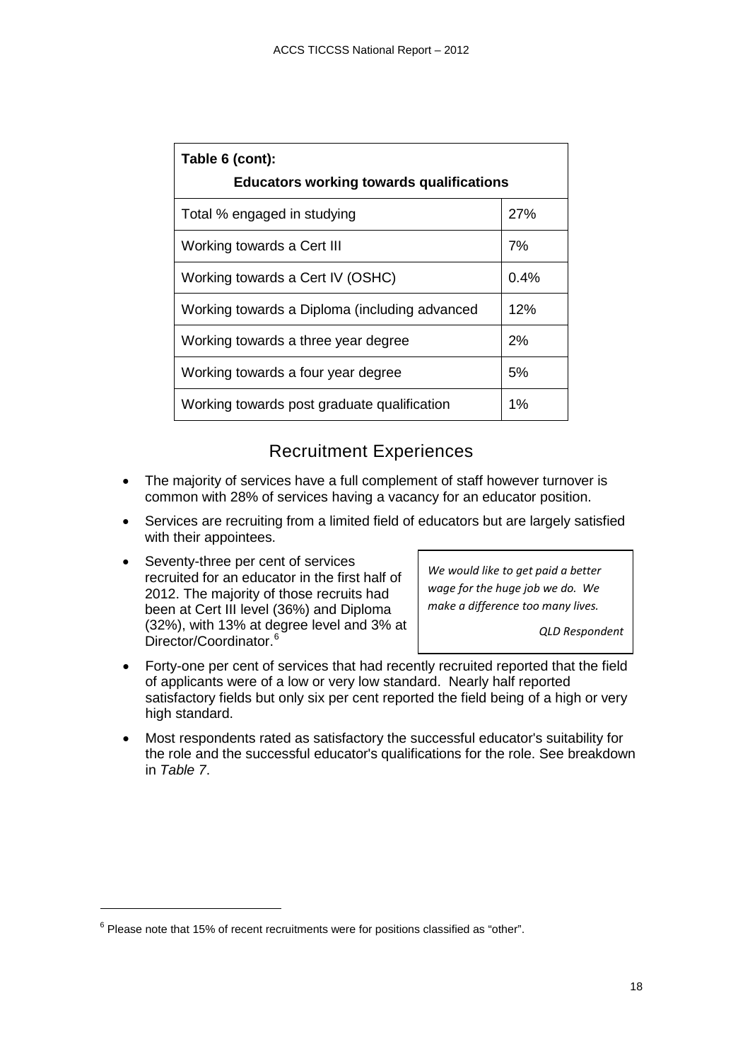| Table 6 (cont): Educators working towards qualifications | |
|---|---|
| Total % engaged in studying | 27% |
| Working towards a Cert III | 7% |
| Working towards a Cert IV (OSHC) | 0.4% |
| Working towards a Diploma (including advanced | 12% |
| Working towards a three year degree | 2% |
| Working towards a four year degree | 5% |
| Working towards post graduate qualification | 1% |

## Recruitment Experiences

- The majority of services have a full complement of staff however turnover is common with 28% of services having a vacancy for an educator position.
- Services are recruiting from a limited field of educators but are largely satisfied with their appointees.
- Seventy-three per cent of services recruited for an educator in the first half of 2012. The majority of those recruits had been at Cert III level (36%) and Diploma (32%), with 13% at degree level and 3% at Director/Coordinator.[6]

> *We would like to get paid a better wage for the huge job we do. We make a difference too many lives.*
>
> *QLD Respondent*

- Forty-one per cent of services that had recently recruited reported that the field of applicants were of a low or very low standard. Nearly half reported satisfactory fields but only six per cent reported the field being of a high or very high standard.
- Most respondents rated as satisfactory the successful educator's suitability for the role and the successful educator's qualifications for the role. See breakdown in *Table 7*.

[6] Please note that 15% of recent recruitments were for positions classified as "other".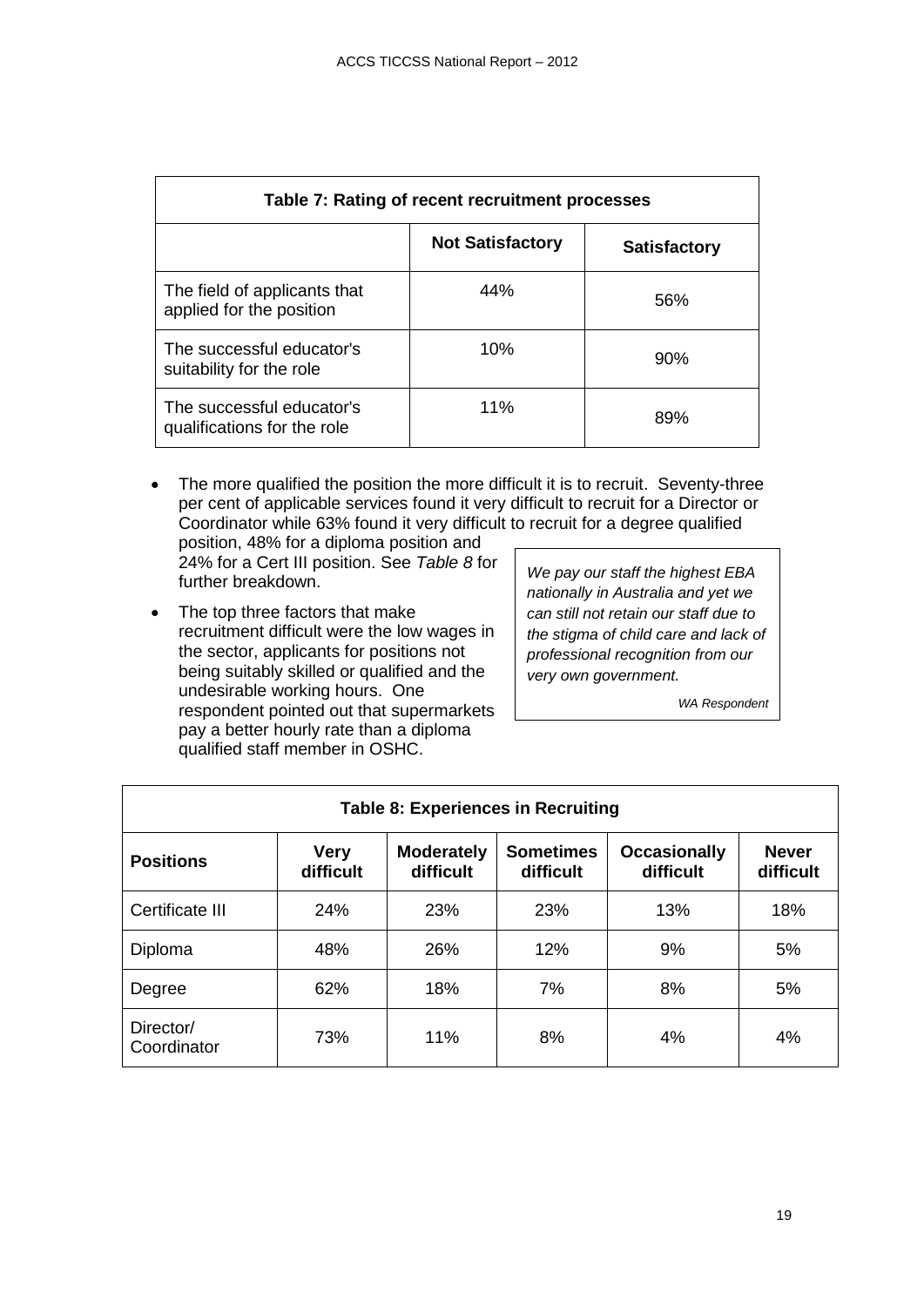| Table 7: Rating of recent recruitment processes | | |
|---|---|---|
| | **Not Satisfactory** | **Satisfactory** |
| The field of applicants that applied for the position | 44% | 56% |
| The successful educator's suitability for the role | 10% | 90% |
| The successful educator's qualifications for the role | 11% | 89% |

- The more qualified the position the more difficult it is to recruit. Seventy-three per cent of applicable services found it very difficult to recruit for a Director or Coordinator while 63% found it very difficult to recruit for a degree qualified position, 48% for a diploma position and 24% for a Cert III position. See *Table 8* for further breakdown.
- The top three factors that make recruitment difficult were the low wages in the sector, applicants for positions not being suitably skilled or qualified and the undesirable working hours. One respondent pointed out that supermarkets pay a better hourly rate than a diploma qualified staff member in OSHC.

> *We pay our staff the highest EBA nationally in Australia and yet we can still not retain our staff due to the stigma of child care and lack of professional recognition from our very own government.*
>
> *WA Respondent*

| Table 8: Experiences in Recruiting | | | | | |
|---|---|---|---|---|---|
| **Positions** | **Very difficult** | **Moderately difficult** | **Sometimes difficult** | **Occasionally difficult** | **Never difficult** |
| Certificate III | 24% | 23% | 23% | 13% | 18% |
| Diploma | 48% | 26% | 12% | 9% | 5% |
| Degree | 62% | 18% | 7% | 8% | 5% |
| Director/ Coordinator | 73% | 11% | 8% | 4% | 4% |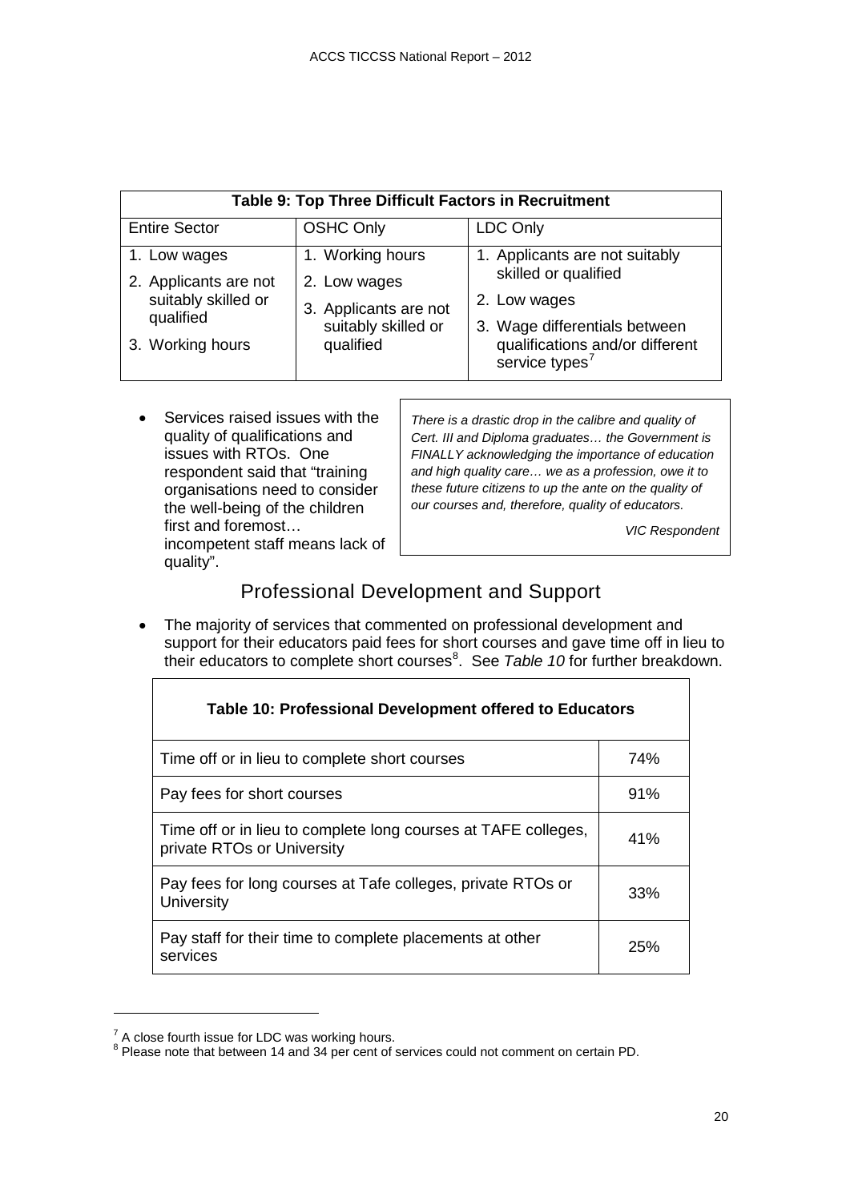| Table 9: Top Three Difficult Factors in Recruitment | | |
|---|---|---|
| Entire Sector | OSHC Only | LDC Only |
| 1. Low wages<br>2. Applicants are not suitably skilled or qualified<br>3. Working hours | 1. Working hours<br>2. Low wages<br>3. Applicants are not suitably skilled or qualified | 1. Applicants are not suitably skilled or qualified<br>2. Low wages<br>3. Wage differentials between qualifications and/or different service types[7] |

- Services raised issues with the quality of qualifications and issues with RTOs. One respondent said that "training organisations need to consider the well-being of the children first and foremost… incompetent staff means lack of quality".

> *There is a drastic drop in the calibre and quality of Cert. III and Diploma graduates… the Government is FINALLY acknowledging the importance of education and high quality care… we as a profession, owe it to these future citizens to up the ante on the quality of our courses and, therefore, quality of educators.*
>
> *VIC Respondent*

## Professional Development and Support

- The majority of services that commented on professional development and support for their educators paid fees for short courses and gave time off in lieu to their educators to complete short courses[8]. See *Table 10* for further breakdown.

| Table 10: Professional Development offered to Educators | |
|---|---|
| Time off or in lieu to complete short courses | 74% |
| Pay fees for short courses | 91% |
| Time off or in lieu to complete long courses at TAFE colleges, private RTOs or University | 41% |
| Pay fees for long courses at Tafe colleges, private RTOs or University | 33% |
| Pay staff for their time to complete placements at other services | 25% |

[7] A close fourth issue for LDC was working hours.
[8] Please note that between 14 and 34 per cent of services could not comment on certain PD.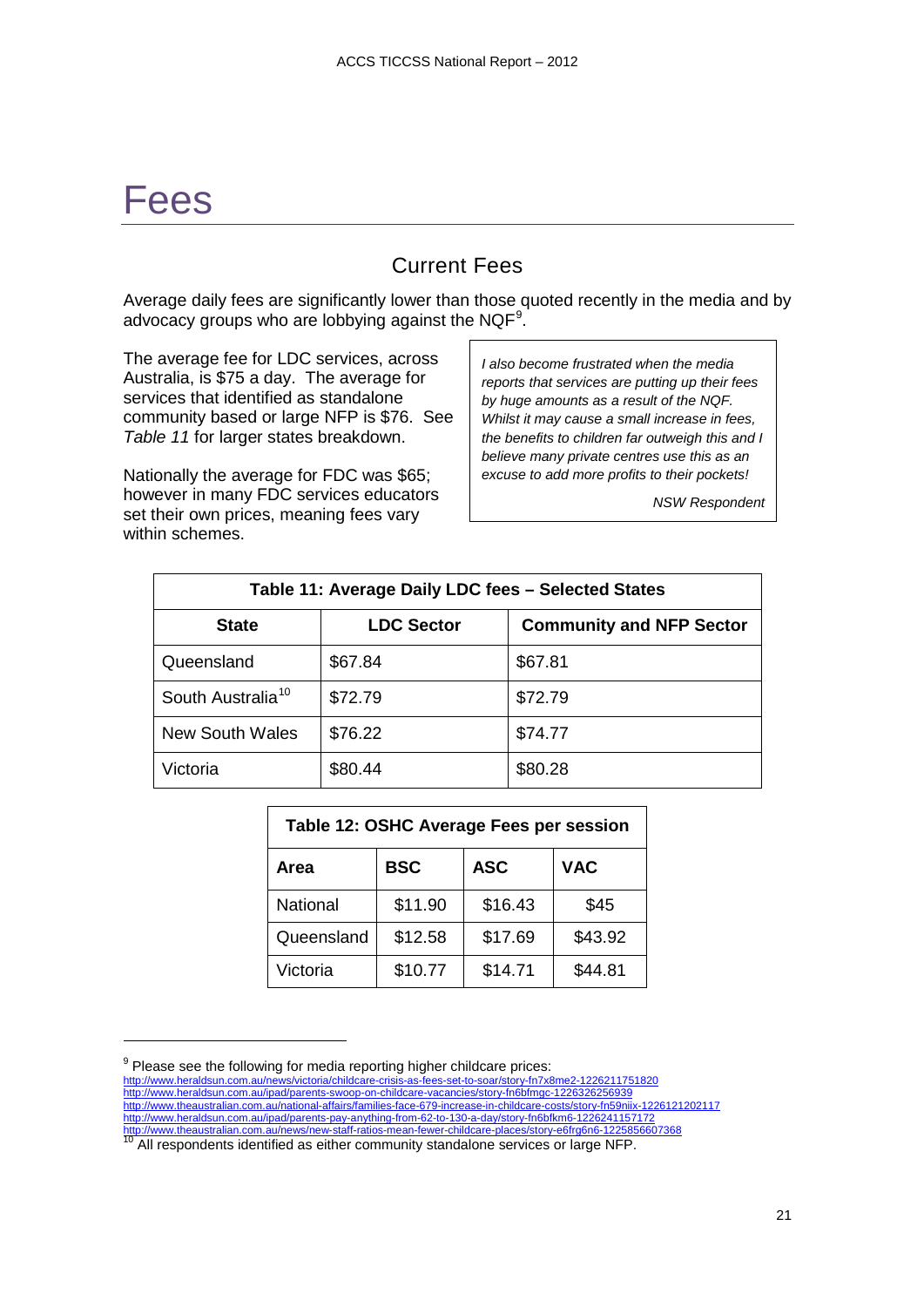# Fees

## Current Fees

Average daily fees are significantly lower than those quoted recently in the media and by advocacy groups who are lobbying against the NQF[9].

The average fee for LDC services, across Australia, is $75 a day. The average for services that identified as standalone community based or large NFP is $76. See *Table 11* for larger states breakdown.

Nationally the average for FDC was $65; however in many FDC services educators set their own prices, meaning fees vary within schemes.

> *I also become frustrated when the media reports that services are putting up their fees by huge amounts as a result of the NQF. Whilst it may cause a small increase in fees, the benefits to children far outweigh this and I believe many private centres use this as an excuse to add more profits to their pockets!*
>
> *NSW Respondent*

| Table 11: Average Daily LDC fees – Selected States | | |
|---|---|---|
| **State** | **LDC Sector** | **Community and NFP Sector** |
| Queensland | $67.84 | $67.81 |
| South Australia[10] | $72.79 | $72.79 |
| New South Wales | $76.22 | $74.77 |
| Victoria | $80.44 | $80.28 |

| Table 12: OSHC Average Fees per session | | | |
|---|---|---|---|
| **Area** | **BSC** | **ASC** | **VAC** |
| National | $11.90 | $16.43 | $45 |
| Queensland | $12.58 | $17.69 | $43.92 |
| Victoria | $10.77 | $14.71 | $44.81 |

[9] Please see the following for media reporting higher childcare prices:
http://www.heraldsun.com.au/news/victoria/childcare-crisis-as-fees-set-to-soar/story-fn7x8me2-1226211751820
http://www.heraldsun.com.au/ipad/parents-swoop-on-childcare-vacancies/story-fn6bfmgc-1226326256939
http://www.theaustralian.com.au/national-affairs/families-face-679-increase-in-childcare-costs/story-fn59niix-1226121202117
http://www.heraldsun.com.au/ipad/parents-pay-anything-from-62-to-130-a-day/story-fn6bfkm6-1226241157172
http://www.theaustralian.com.au/news/new-staff-ratios-mean-fewer-childcare-places/story-e6frg6n6-1225856607368

[10] All respondents identified as either community standalone services or large NFP.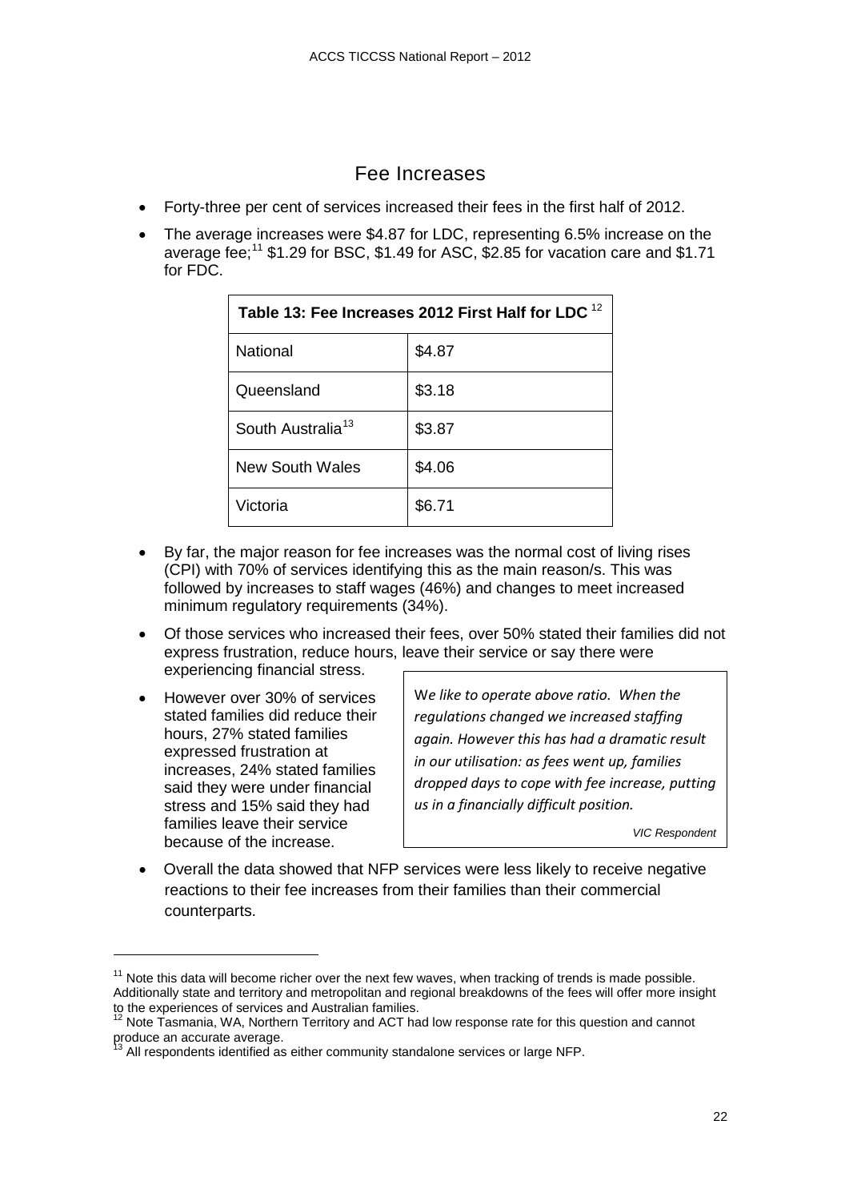## Fee Increases

- Forty-three per cent of services increased their fees in the first half of 2012.
- The average increases were $4.87 for LDC, representing 6.5% increase on the average fee;[11] $1.29 for BSC, $1.49 for ASC, $2.85 for vacation care and $1.71 for FDC.

| Table 13: Fee Increases 2012 First Half for LDC [12] | |
|---|---|
| National | $4.87 |
| Queensland | $3.18 |
| South Australia[13] | $3.87 |
| New South Wales | $4.06 |
| Victoria | $6.71 |

- By far, the major reason for fee increases was the normal cost of living rises (CPI) with 70% of services identifying this as the main reason/s. This was followed by increases to staff wages (46%) and changes to meet increased minimum regulatory requirements (34%).
- Of those services who increased their fees, over 50% stated their families did not express frustration, reduce hours, leave their service or say there were experiencing financial stress.
- However over 30% of services stated families did reduce their hours, 27% stated families expressed frustration at increases, 24% stated families said they were under financial stress and 15% said they had families leave their service because of the increase.

> *We like to operate above ratio. When the regulations changed we increased staffing again. However this has had a dramatic result in our utilisation: as fees went up, families dropped days to cope with fee increase, putting us in a financially difficult position.*
>
> *VIC Respondent*

- Overall the data showed that NFP services were less likely to receive negative reactions to their fee increases from their families than their commercial counterparts.

---

[11] Note this data will become richer over the next few waves, when tracking of trends is made possible. Additionally state and territory and metropolitan and regional breakdowns of the fees will offer more insight to the experiences of services and Australian families.

[12] Note Tasmania, WA, Northern Territory and ACT had low response rate for this question and cannot produce an accurate average.

[13] All respondents identified as either community standalone services or large NFP.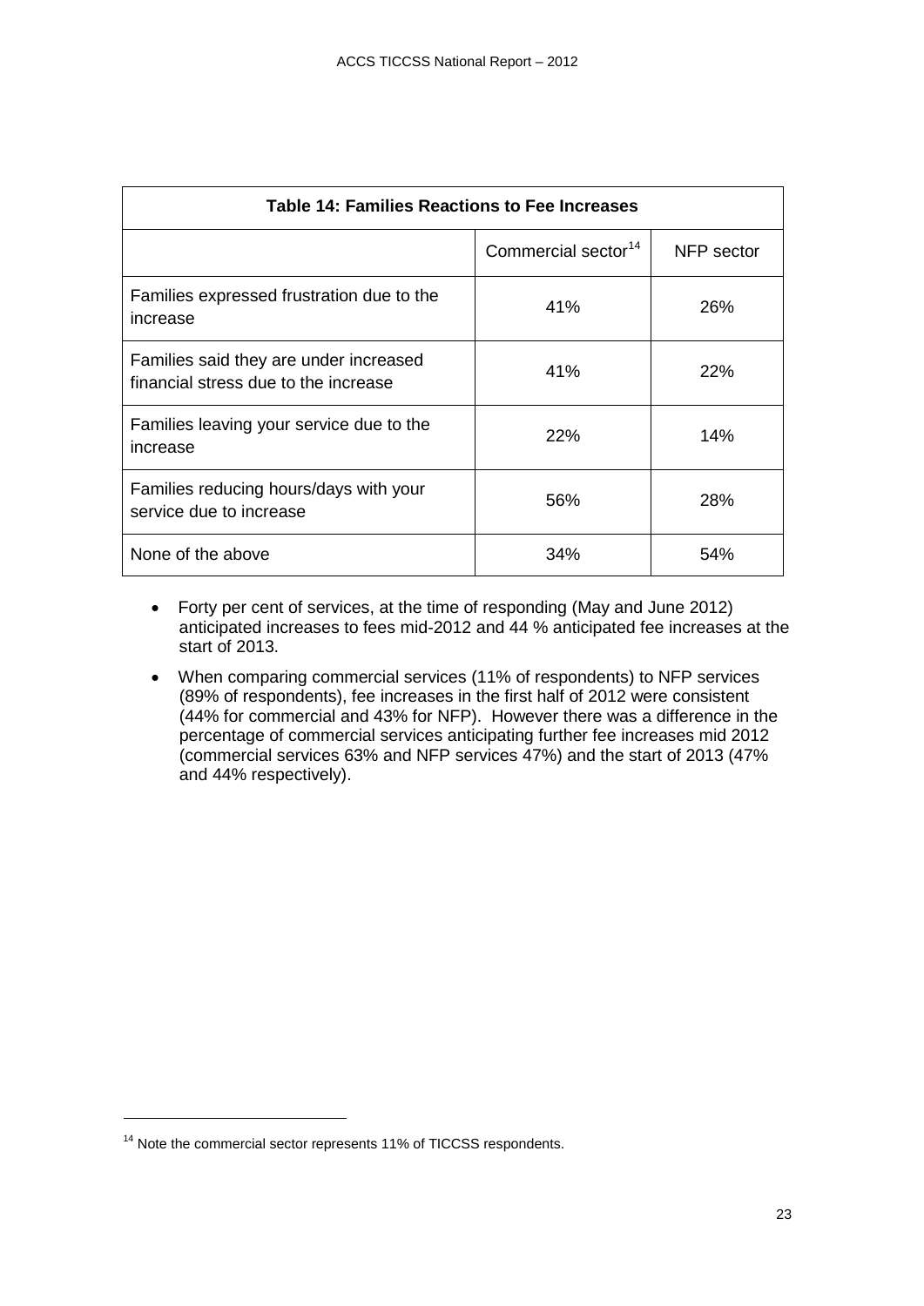| Table 14: Families Reactions to Fee Increases | | |
|---|---|---|
| | Commercial sector[14] | NFP sector |
| Families expressed frustration due to the increase | 41% | 26% |
| Families said they are under increased financial stress due to the increase | 41% | 22% |
| Families leaving your service due to the increase | 22% | 14% |
| Families reducing hours/days with your service due to increase | 56% | 28% |
| None of the above | 34% | 54% |

- Forty per cent of services, at the time of responding (May and June 2012) anticipated increases to fees mid-2012 and 44 % anticipated fee increases at the start of 2013.
- When comparing commercial services (11% of respondents) to NFP services (89% of respondents), fee increases in the first half of 2012 were consistent (44% for commercial and 43% for NFP). However there was a difference in the percentage of commercial services anticipating further fee increases mid 2012 (commercial services 63% and NFP services 47%) and the start of 2013 (47% and 44% respectively).

[14] Note the commercial sector represents 11% of TICCSS respondents.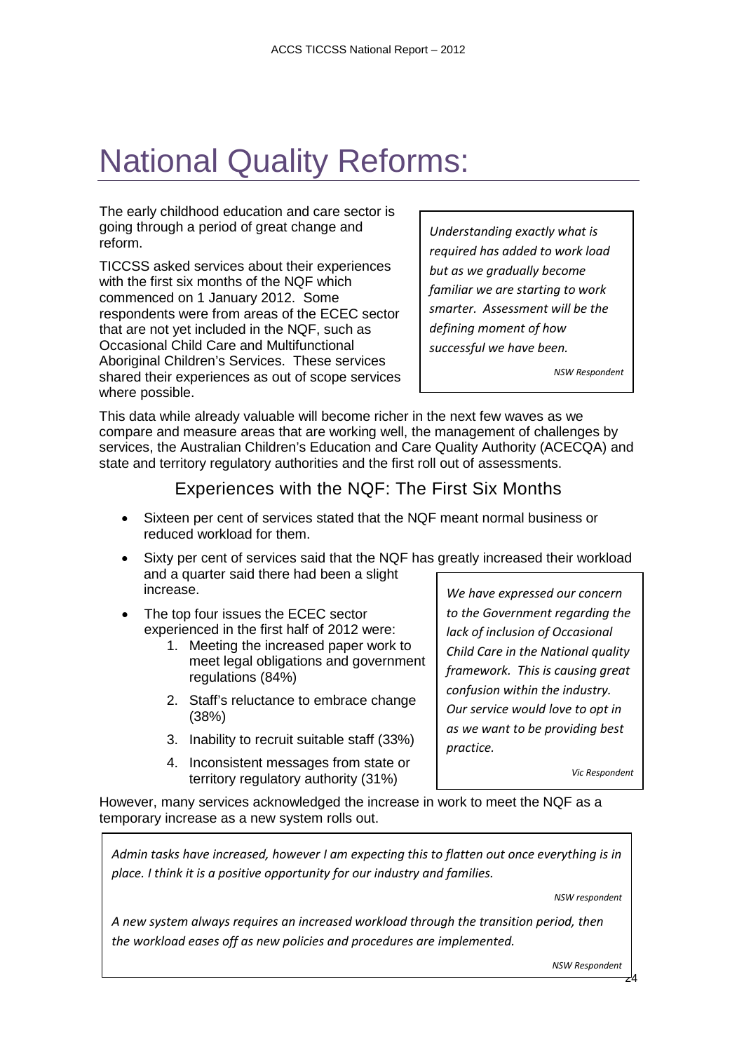# National Quality Reforms:

The early childhood education and care sector is going through a period of great change and reform.

TICCSS asked services about their experiences with the first six months of the NQF which commenced on 1 January 2012. Some respondents were from areas of the ECEC sector that are not yet included in the NQF, such as Occasional Child Care and Multifunctional Aboriginal Children's Services. These services shared their experiences as out of scope services where possible.

> *Understanding exactly what is required has added to work load but as we gradually become familiar we are starting to work smarter. Assessment will be the defining moment of how successful we have been.*
>
> *NSW Respondent*

This data while already valuable will become richer in the next few waves as we compare and measure areas that are working well, the management of challenges by services, the Australian Children's Education and Care Quality Authority (ACECQA) and state and territory regulatory authorities and the first roll out of assessments.

## Experiences with the NQF: The First Six Months

- Sixteen per cent of services stated that the NQF meant normal business or reduced workload for them.
- Sixty per cent of services said that the NQF has greatly increased their workload and a quarter said there had been a slight increase.
- The top four issues the ECEC sector experienced in the first half of 2012 were:
  1. Meeting the increased paper work to meet legal obligations and government regulations (84%)
  2. Staff's reluctance to embrace change (38%)
  3. Inability to recruit suitable staff (33%)
  4. Inconsistent messages from state or territory regulatory authority (31%)

> *We have expressed our concern to the Government regarding the lack of inclusion of Occasional Child Care in the National quality framework. This is causing great confusion within the industry. Our service would love to opt in as we want to be providing best practice.*
>
> *Vic Respondent*

However, many services acknowledged the increase in work to meet the NQF as a temporary increase as a new system rolls out.

> *Admin tasks have increased, however I am expecting this to flatten out once everything is in place. I think it is a positive opportunity for our industry and families.*
>
> *NSW respondent*
>
> *A new system always requires an increased workload through the transition period, then the workload eases off as new policies and procedures are implemented.*
>
> *NSW Respondent*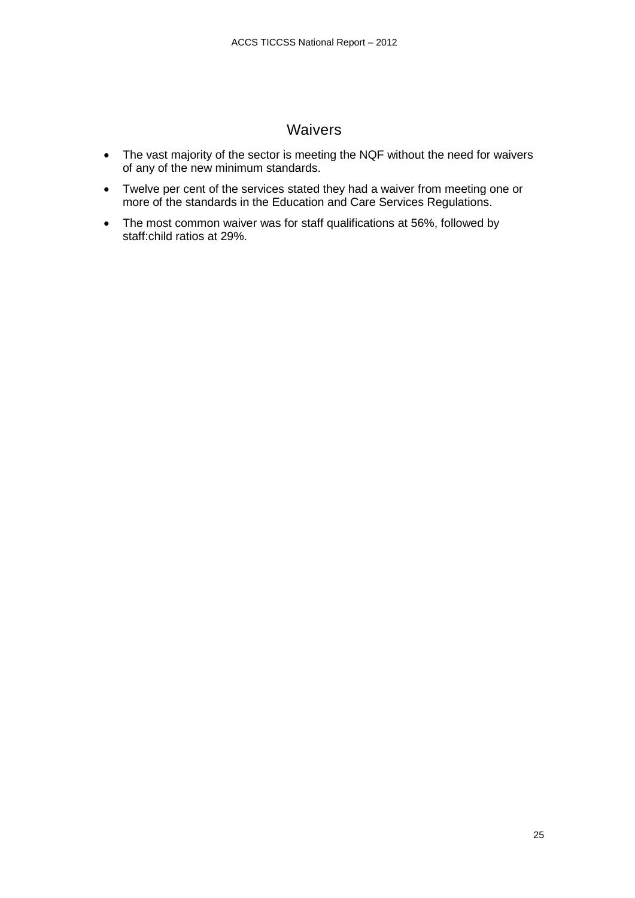## Waivers

- The vast majority of the sector is meeting the NQF without the need for waivers of any of the new minimum standards.
- Twelve per cent of the services stated they had a waiver from meeting one or more of the standards in the Education and Care Services Regulations.
- The most common waiver was for staff qualifications at 56%, followed by staff:child ratios at 29%.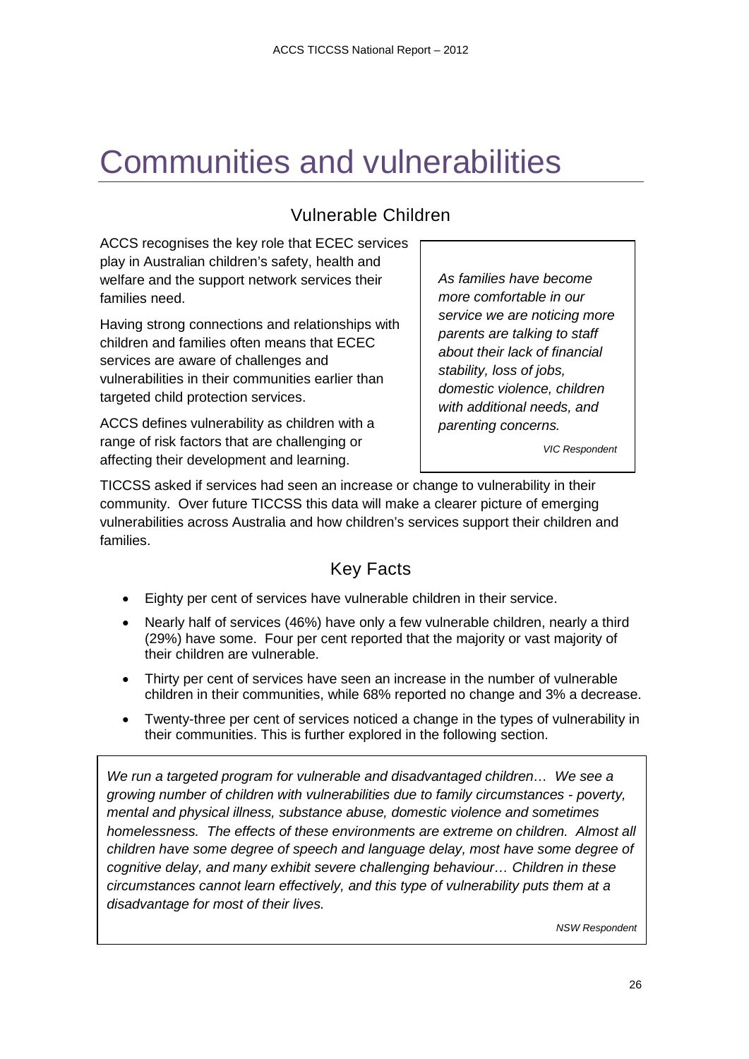# Communities and vulnerabilities

## Vulnerable Children

ACCS recognises the key role that ECEC services play in Australian children's safety, health and welfare and the support network services their families need.

Having strong connections and relationships with children and families often means that ECEC services are aware of challenges and vulnerabilities in their communities earlier than targeted child protection services.

ACCS defines vulnerability as children with a range of risk factors that are challenging or affecting their development and learning.

> *As families have become more comfortable in our service we are noticing more parents are talking to staff about their lack of financial stability, loss of jobs, domestic violence, children with additional needs, and parenting concerns.*
>
> *VIC Respondent*

TICCSS asked if services had seen an increase or change to vulnerability in their community. Over future TICCSS this data will make a clearer picture of emerging vulnerabilities across Australia and how children's services support their children and families.

## Key Facts

- Eighty per cent of services have vulnerable children in their service.
- Nearly half of services (46%) have only a few vulnerable children, nearly a third (29%) have some. Four per cent reported that the majority or vast majority of their children are vulnerable.
- Thirty per cent of services have seen an increase in the number of vulnerable children in their communities, while 68% reported no change and 3% a decrease.
- Twenty-three per cent of services noticed a change in the types of vulnerability in their communities. This is further explored in the following section.

> *We run a targeted program for vulnerable and disadvantaged children… We see a growing number of children with vulnerabilities due to family circumstances - poverty, mental and physical illness, substance abuse, domestic violence and sometimes homelessness. The effects of these environments are extreme on children. Almost all children have some degree of speech and language delay, most have some degree of cognitive delay, and many exhibit severe challenging behaviour… Children in these circumstances cannot learn effectively, and this type of vulnerability puts them at a disadvantage for most of their lives.*
>
> *NSW Respondent*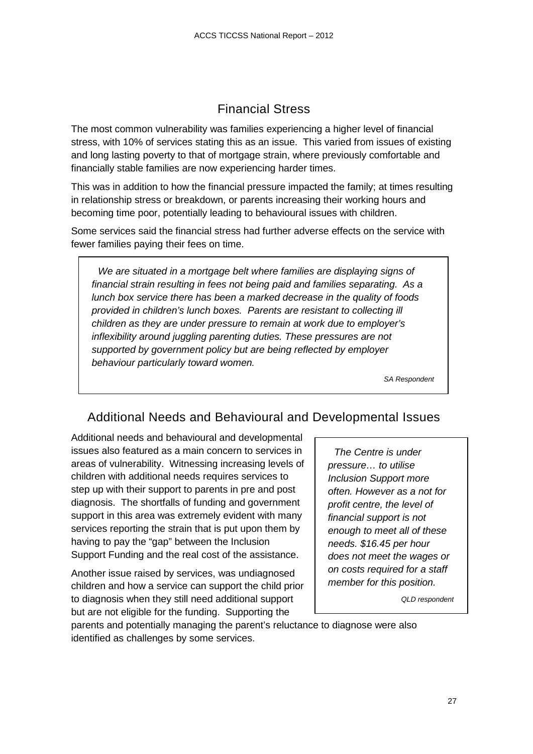## Financial Stress

The most common vulnerability was families experiencing a higher level of financial stress, with 10% of services stating this as an issue. This varied from issues of existing and long lasting poverty to that of mortgage strain, where previously comfortable and financially stable families are now experiencing harder times.

This was in addition to how the financial pressure impacted the family; at times resulting in relationship stress or breakdown, or parents increasing their working hours and becoming time poor, potentially leading to behavioural issues with children.

Some services said the financial stress had further adverse effects on the service with fewer families paying their fees on time.

> *We are situated in a mortgage belt where families are displaying signs of financial strain resulting in fees not being paid and families separating. As a lunch box service there has been a marked decrease in the quality of foods provided in children's lunch boxes. Parents are resistant to collecting ill children as they are under pressure to remain at work due to employer's inflexibility around juggling parenting duties. These pressures are not supported by government policy but are being reflected by employer behaviour particularly toward women.*
>
> *SA Respondent*

## Additional Needs and Behavioural and Developmental Issues

Additional needs and behavioural and developmental issues also featured as a main concern to services in areas of vulnerability. Witnessing increasing levels of children with additional needs requires services to step up with their support to parents in pre and post diagnosis. The shortfalls of funding and government support in this area was extremely evident with many services reporting the strain that is put upon them by having to pay the "gap" between the Inclusion Support Funding and the real cost of the assistance.

> *The Centre is under pressure… to utilise Inclusion Support more often. However as a not for profit centre, the level of financial support is not enough to meet all of these needs. $16.45 per hour does not meet the wages or on costs required for a staff member for this position.*
>
> *QLD respondent*

Another issue raised by services, was undiagnosed children and how a service can support the child prior to diagnosis when they still need additional support but are not eligible for the funding. Supporting the parents and potentially managing the parent's reluctance to diagnose were also identified as challenges by some services.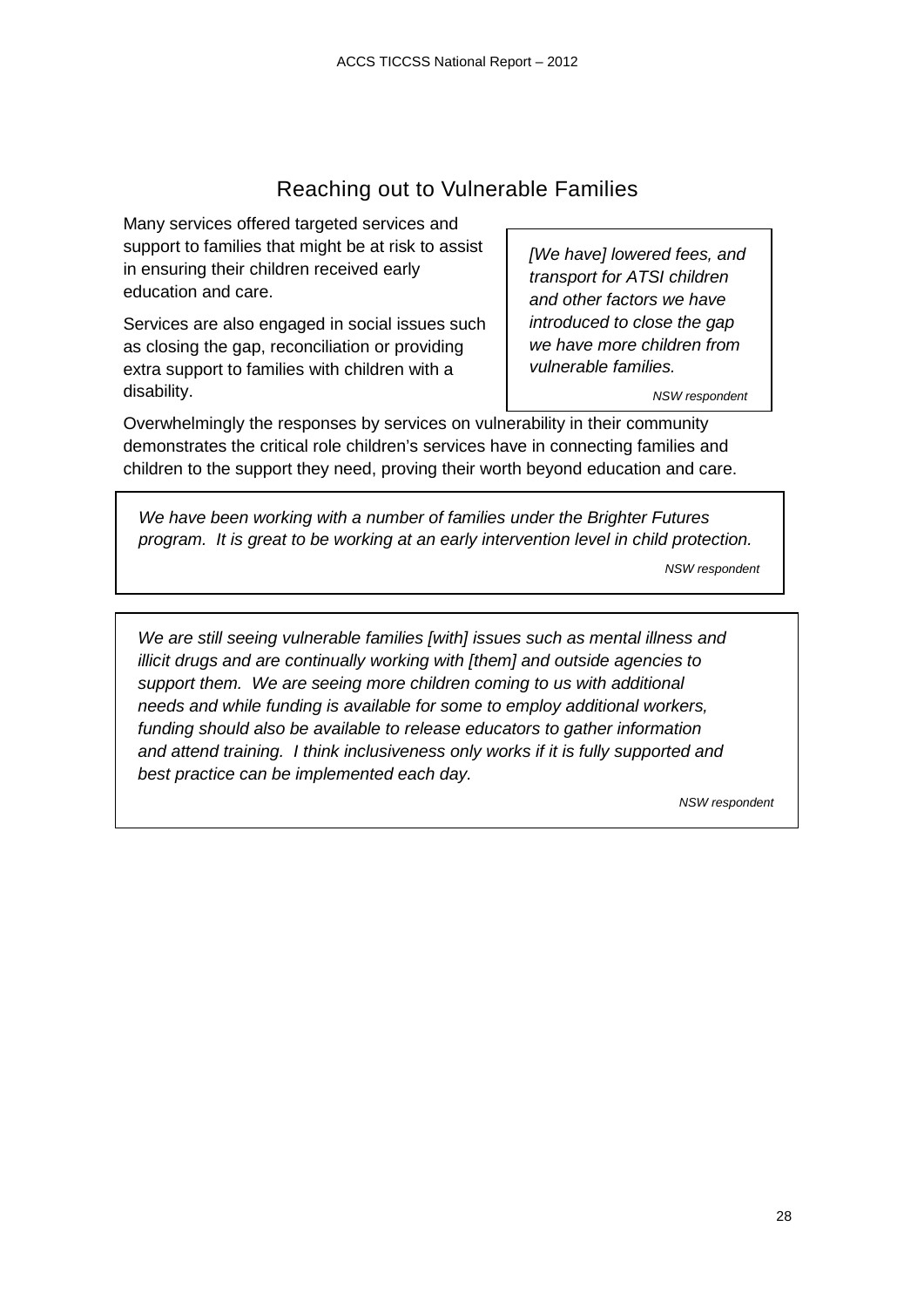## Reaching out to Vulnerable Families

Many services offered targeted services and support to families that might be at risk to assist in ensuring their children received early education and care.

Services are also engaged in social issues such as closing the gap, reconciliation or providing extra support to families with children with a disability.

> *[We have] lowered fees, and transport for ATSI children and other factors we have introduced to close the gap we have more children from vulnerable families.*
>
> *NSW respondent*

Overwhelmingly the responses by services on vulnerability in their community demonstrates the critical role children's services have in connecting families and children to the support they need, proving their worth beyond education and care.

> *We have been working with a number of families under the Brighter Futures program. It is great to be working at an early intervention level in child protection.*
>
> *NSW respondent*

> *We are still seeing vulnerable families [with] issues such as mental illness and illicit drugs and are continually working with [them] and outside agencies to support them. We are seeing more children coming to us with additional needs and while funding is available for some to employ additional workers, funding should also be available to release educators to gather information and attend training. I think inclusiveness only works if it is fully supported and best practice can be implemented each day.*
>
> *NSW respondent*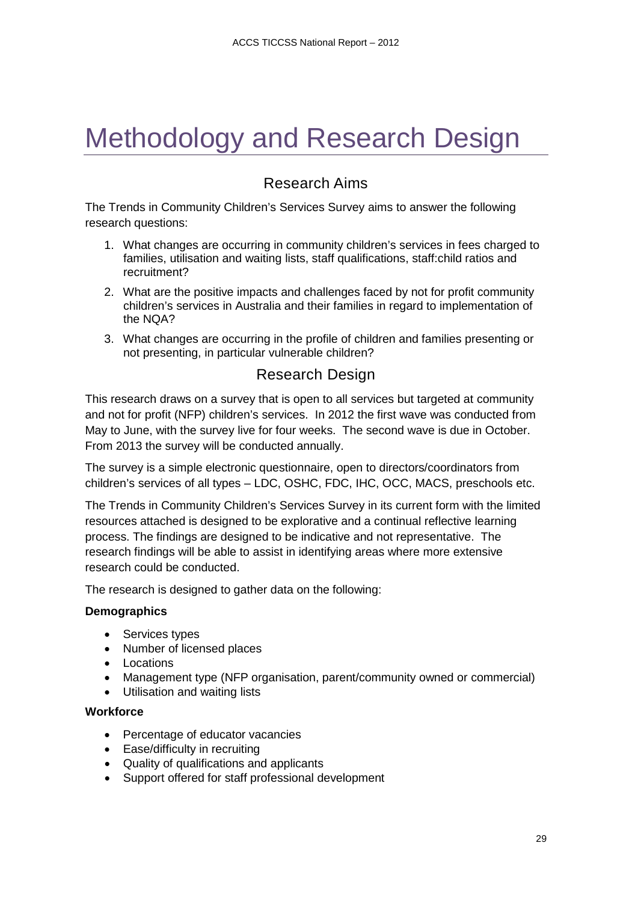# Methodology and Research Design

## Research Aims

The Trends in Community Children's Services Survey aims to answer the following research questions:

1. What changes are occurring in community children's services in fees charged to families, utilisation and waiting lists, staff qualifications, staff:child ratios and recruitment?
2. What are the positive impacts and challenges faced by not for profit community children's services in Australia and their families in regard to implementation of the NQA?
3. What changes are occurring in the profile of children and families presenting or not presenting, in particular vulnerable children?

## Research Design

This research draws on a survey that is open to all services but targeted at community and not for profit (NFP) children's services. In 2012 the first wave was conducted from May to June, with the survey live for four weeks. The second wave is due in October. From 2013 the survey will be conducted annually.

The survey is a simple electronic questionnaire, open to directors/coordinators from children's services of all types – LDC, OSHC, FDC, IHC, OCC, MACS, preschools etc.

The Trends in Community Children's Services Survey in its current form with the limited resources attached is designed to be explorative and a continual reflective learning process. The findings are designed to be indicative and not representative. The research findings will be able to assist in identifying areas where more extensive research could be conducted.

The research is designed to gather data on the following:

**Demographics**

- Services types
- Number of licensed places
- Locations
- Management type (NFP organisation, parent/community owned or commercial)
- Utilisation and waiting lists

**Workforce**

- Percentage of educator vacancies
- Ease/difficulty in recruiting
- Quality of qualifications and applicants
- Support offered for staff professional development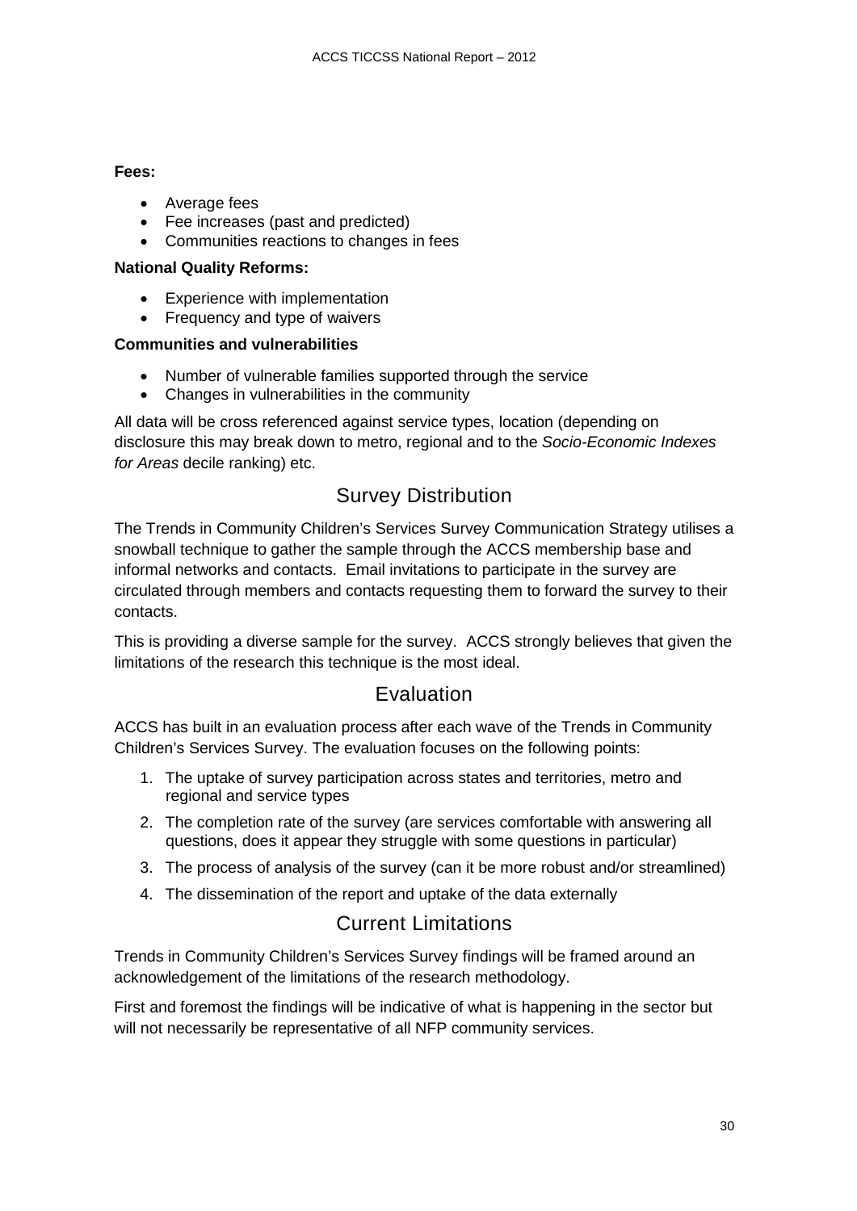**Fees:**

- Average fees
- Fee increases (past and predicted)
- Communities reactions to changes in fees

**National Quality Reforms:**

- Experience with implementation
- Frequency and type of waivers

**Communities and vulnerabilities**

- Number of vulnerable families supported through the service
- Changes in vulnerabilities in the community

All data will be cross referenced against service types, location (depending on disclosure this may break down to metro, regional and to the *Socio-Economic Indexes for Areas* decile ranking) etc.

## Survey Distribution

The Trends in Community Children's Services Survey Communication Strategy utilises a snowball technique to gather the sample through the ACCS membership base and informal networks and contacts. Email invitations to participate in the survey are circulated through members and contacts requesting them to forward the survey to their contacts.

This is providing a diverse sample for the survey. ACCS strongly believes that given the limitations of the research this technique is the most ideal.

## Evaluation

ACCS has built in an evaluation process after each wave of the Trends in Community Children's Services Survey. The evaluation focuses on the following points:

1. The uptake of survey participation across states and territories, metro and regional and service types
2. The completion rate of the survey (are services comfortable with answering all questions, does it appear they struggle with some questions in particular)
3. The process of analysis of the survey (can it be more robust and/or streamlined)
4. The dissemination of the report and uptake of the data externally

## Current Limitations

Trends in Community Children's Services Survey findings will be framed around an acknowledgement of the limitations of the research methodology.

First and foremost the findings will be indicative of what is happening in the sector but will not necessarily be representative of all NFP community services.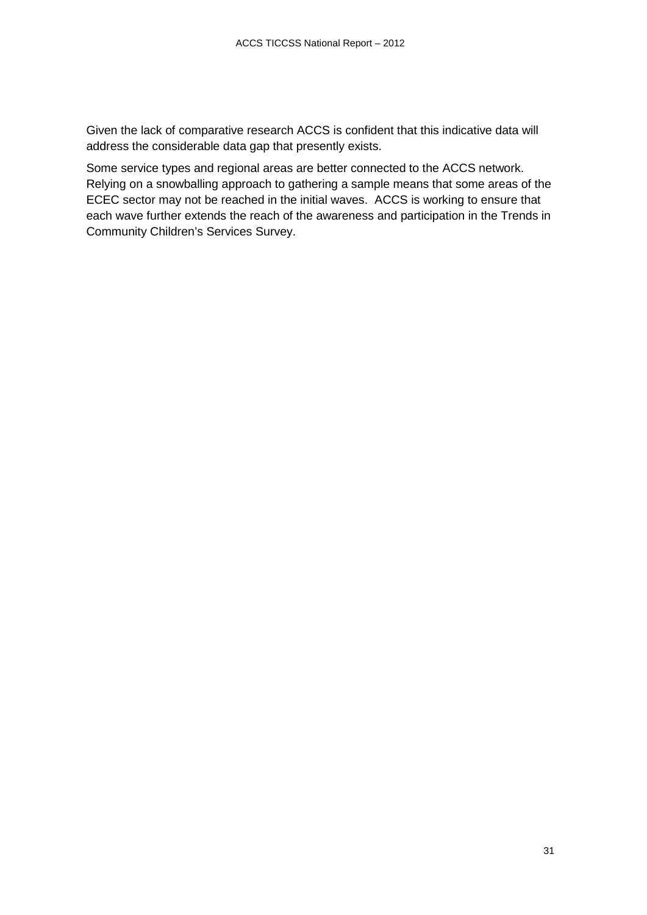Given the lack of comparative research ACCS is confident that this indicative data will address the considerable data gap that presently exists.

Some service types and regional areas are better connected to the ACCS network. Relying on a snowballing approach to gathering a sample means that some areas of the ECEC sector may not be reached in the initial waves. ACCS is working to ensure that each wave further extends the reach of the awareness and participation in the Trends in Community Children's Services Survey.